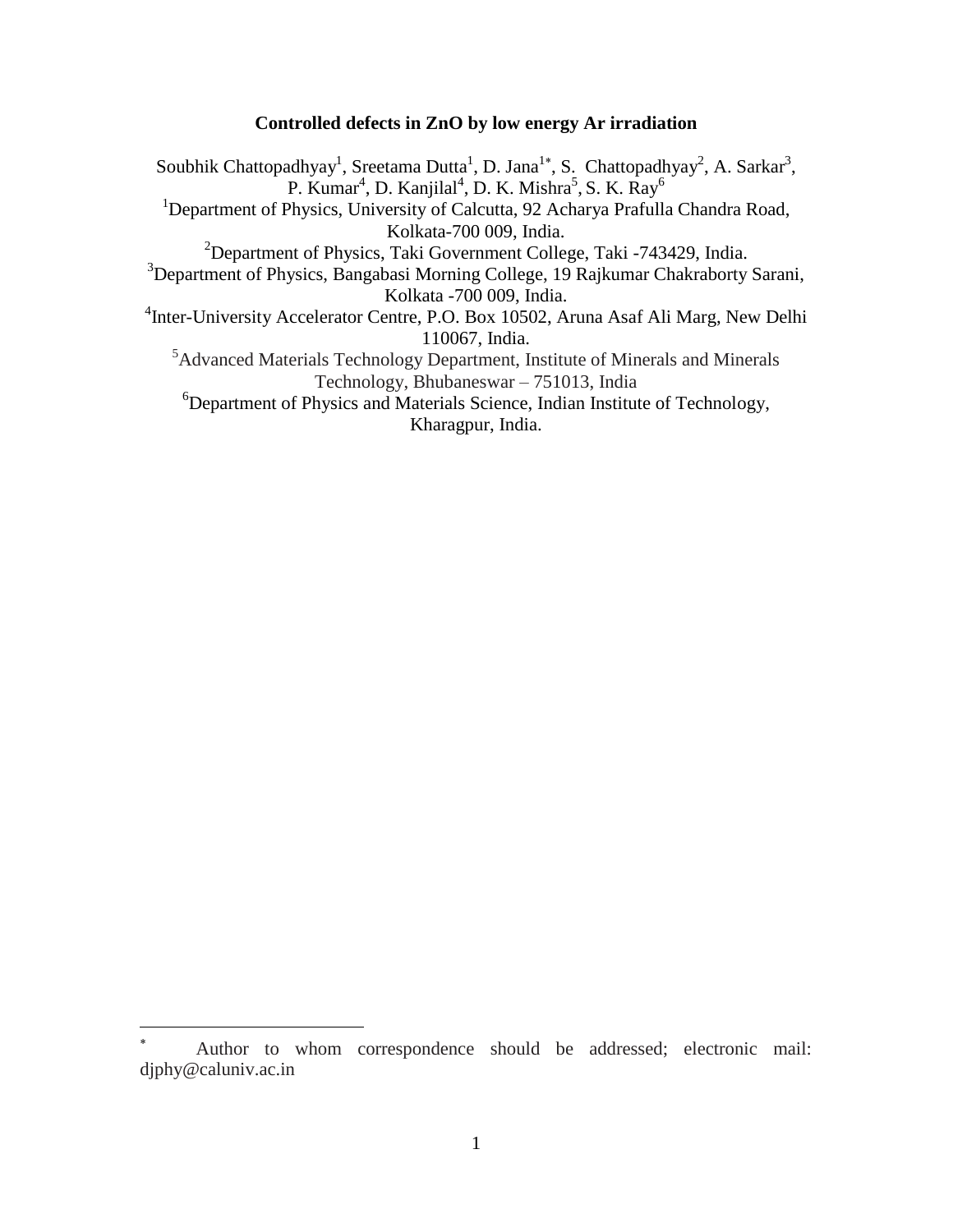# Controlled defects in ZnO by low energy Ar irradiation

Soubhik Chattopadhyay[1], Sreetama Dutta[1], D. Jana[1*], S. Chattopadhyay[2], A. Sarkar[3], P. Kumar[4], D. Kanjilal[4], D. K. Mishra[5], S. K. Ray[6]

[1]Department of Physics, University of Calcutta, 92 Acharya Prafulla Chandra Road, Kolkata-700 009, India.

[2]Department of Physics, Taki Government College, Taki -743429, India.

[3]Department of Physics, Bangabasi Morning College, 19 Rajkumar Chakraborty Sarani, Kolkata -700 009, India.

[4]Inter-University Accelerator Centre, P.O. Box 10502, Aruna Asaf Ali Marg, New Delhi 110067, India.

[5]Advanced Materials Technology Department, Institute of Minerals and Minerals Technology, Bhubaneswar – 751013, India

[6]Department of Physics and Materials Science, Indian Institute of Technology, Kharagpur, India.

---

[*] Author to whom correspondence should be addressed; electronic mail: djphy@caluniv.ac.in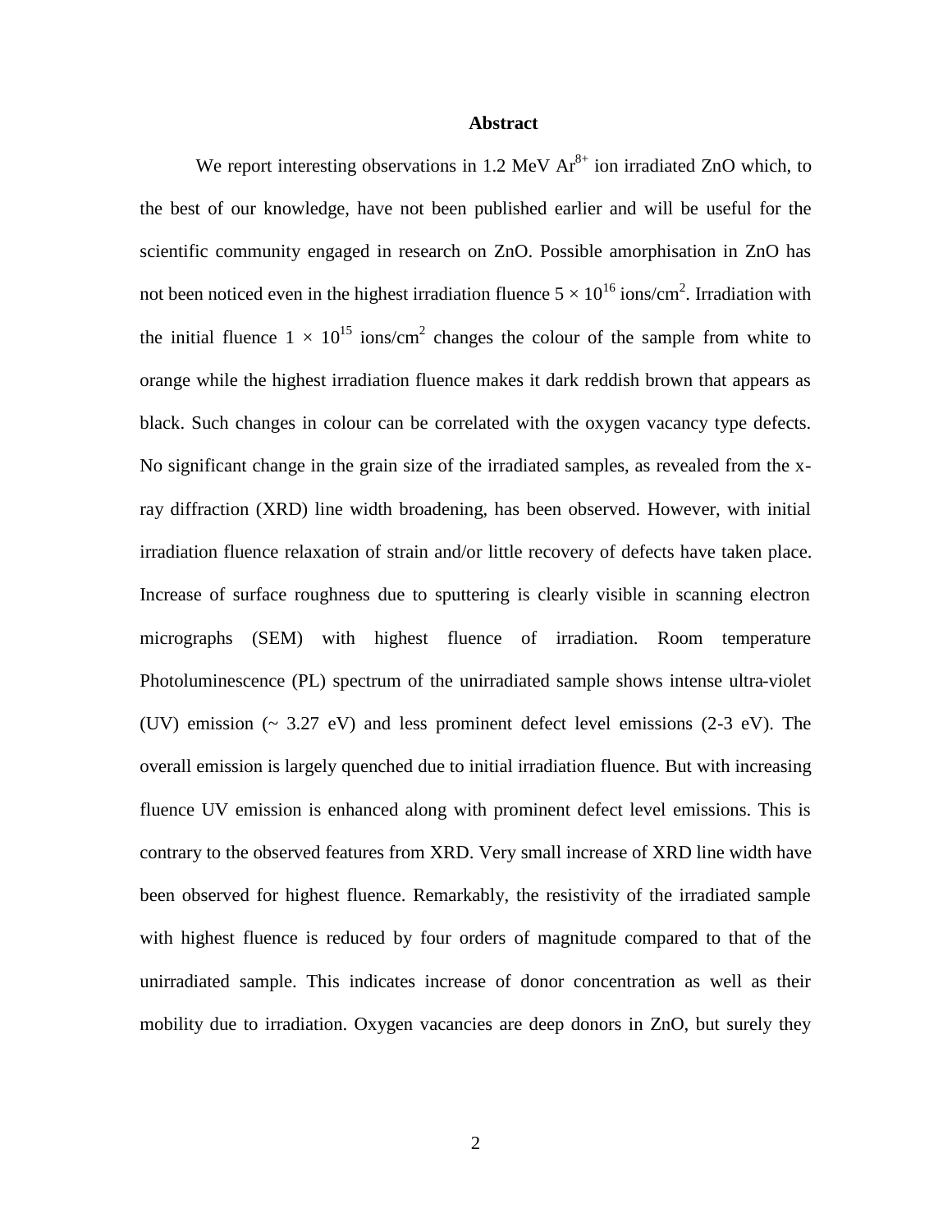## Abstract

We report interesting observations in 1.2 MeV $Ar^{8+}$ ion irradiated ZnO which, to the best of our knowledge, have not been published earlier and will be useful for the scientific community engaged in research on ZnO. Possible amorphisation in ZnO has not been noticed even in the highest irradiation fluence $5 \times 10^{16}$ ions/cm$^2$. Irradiation with the initial fluence $1 \times 10^{15}$ ions/cm$^2$ changes the colour of the sample from white to orange while the highest irradiation fluence makes it dark reddish brown that appears as black. Such changes in colour can be correlated with the oxygen vacancy type defects. No significant change in the grain size of the irradiated samples, as revealed from the x-ray diffraction (XRD) line width broadening, has been observed. However, with initial irradiation fluence relaxation of strain and/or little recovery of defects have taken place. Increase of surface roughness due to sputtering is clearly visible in scanning electron micrographs (SEM) with highest fluence of irradiation. Room temperature Photoluminescence (PL) spectrum of the unirradiated sample shows intense ultra-violet (UV) emission (~ 3.27 eV) and less prominent defect level emissions (2-3 eV). The overall emission is largely quenched due to initial irradiation fluence. But with increasing fluence UV emission is enhanced along with prominent defect level emissions. This is contrary to the observed features from XRD. Very small increase of XRD line width have been observed for highest fluence. Remarkably, the resistivity of the irradiated sample with highest fluence is reduced by four orders of magnitude compared to that of the unirradiated sample. This indicates increase of donor concentration as well as their mobility due to irradiation. Oxygen vacancies are deep donors in ZnO, but surely they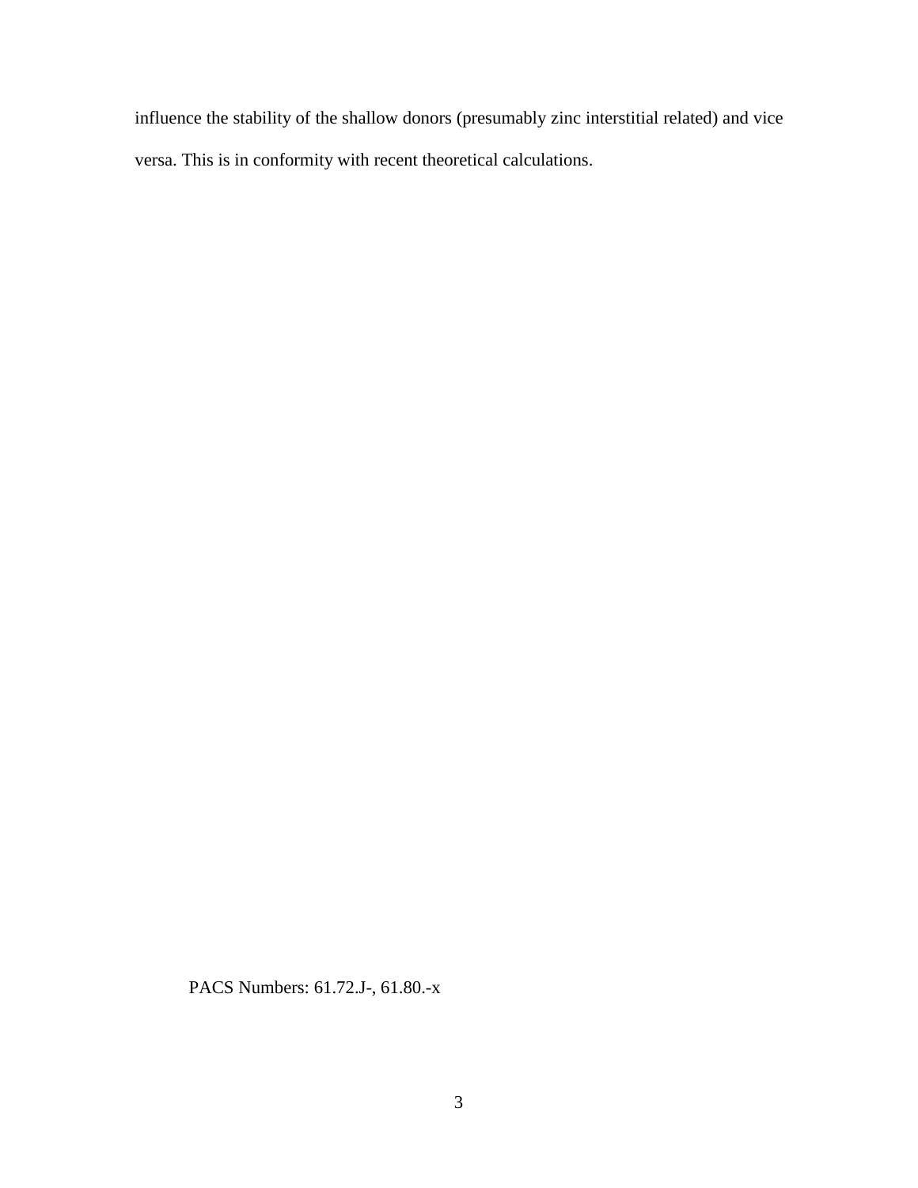influence the stability of the shallow donors (presumably zinc interstitial related) and vice versa. This is in conformity with recent theoretical calculations.

PACS Numbers: 61.72.J-, 61.80.-x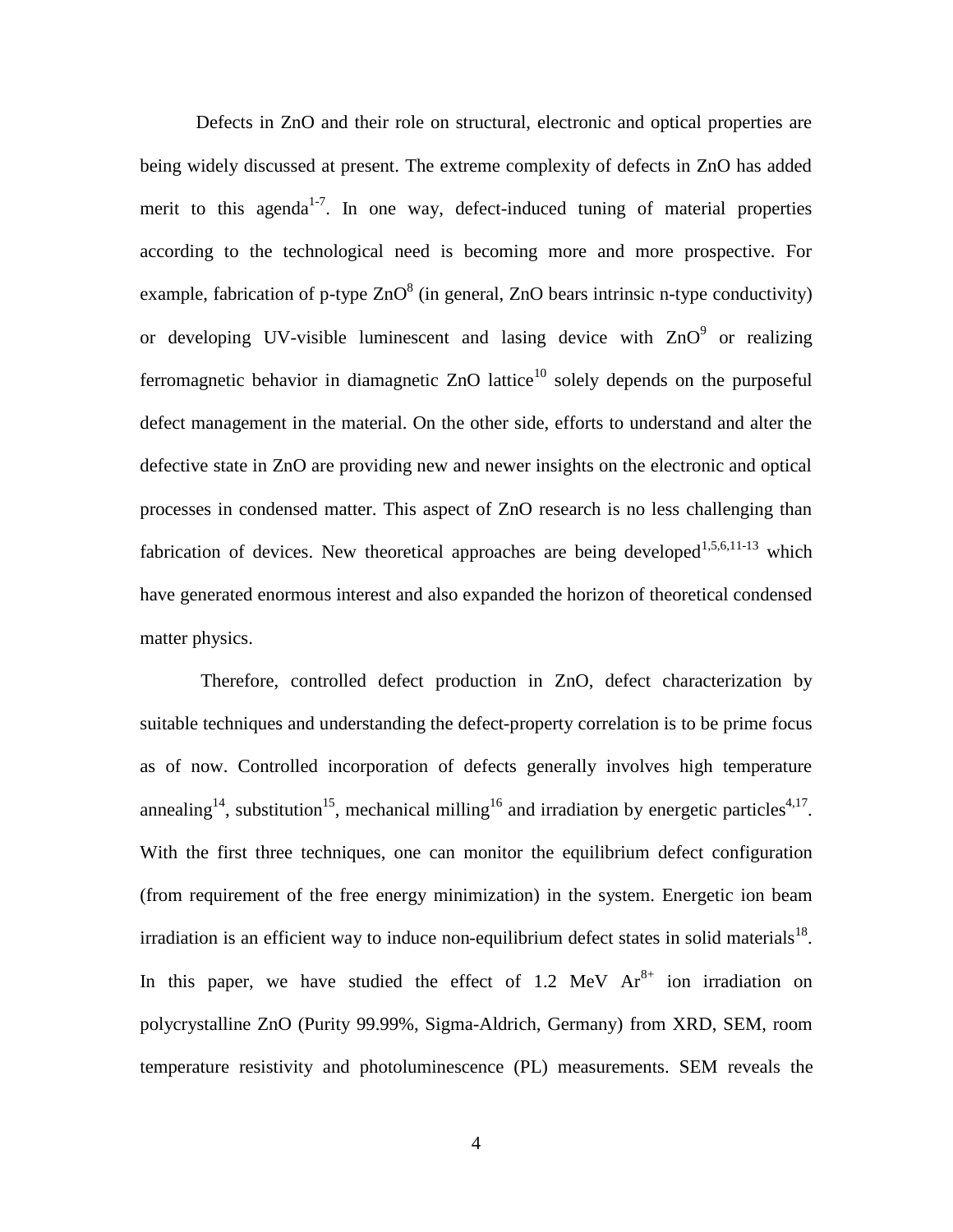Defects in ZnO and their role on structural, electronic and optical properties are being widely discussed at present. The extreme complexity of defects in ZnO has added merit to this agenda[1-7]. In one way, defect-induced tuning of material properties according to the technological need is becoming more and more prospective. For example, fabrication of p-type ZnO[8] (in general, ZnO bears intrinsic n-type conductivity) or developing UV-visible luminescent and lasing device with ZnO[9] or realizing ferromagnetic behavior in diamagnetic ZnO lattice[10] solely depends on the purposeful defect management in the material. On the other side, efforts to understand and alter the defective state in ZnO are providing new and newer insights on the electronic and optical processes in condensed matter. This aspect of ZnO research is no less challenging than fabrication of devices. New theoretical approaches are being developed[1,5,6,11-13] which have generated enormous interest and also expanded the horizon of theoretical condensed matter physics.

Therefore, controlled defect production in ZnO, defect characterization by suitable techniques and understanding the defect-property correlation is to be prime focus as of now. Controlled incorporation of defects generally involves high temperature annealing[14], substitution[15], mechanical milling[16] and irradiation by energetic particles[4,17]. With the first three techniques, one can monitor the equilibrium defect configuration (from requirement of the free energy minimization) in the system. Energetic ion beam irradiation is an efficient way to induce non-equilibrium defect states in solid materials[18]. In this paper, we have studied the effect of 1.2 MeV $Ar^{8+}$ ion irradiation on polycrystalline ZnO (Purity 99.99%, Sigma-Aldrich, Germany) from XRD, SEM, room temperature resistivity and photoluminescence (PL) measurements. SEM reveals the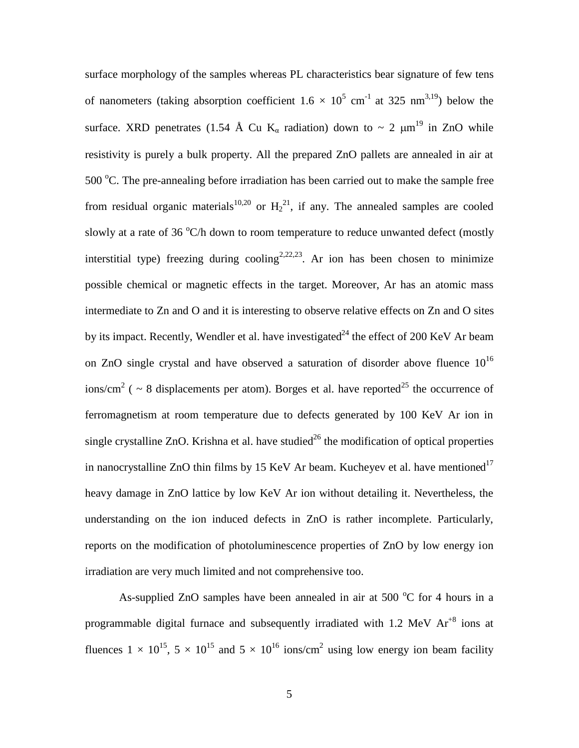surface morphology of the samples whereas PL characteristics bear signature of few tens of nanometers (taking absorption coefficient $1.6 \times 10^5$ cm$^{-1}$ at 325 nm[3,19]) below the surface. XRD penetrates (1.54 Å Cu $K_\alpha$ radiation) down to ~ 2 μm[19] in ZnO while resistivity is purely a bulk property. All the prepared ZnO pallets are annealed in air at 500 °C. The pre-annealing before irradiation has been carried out to make the sample free from residual organic materials[10,20] or $H_2$[21], if any. The annealed samples are cooled slowly at a rate of 36 °C/h down to room temperature to reduce unwanted defect (mostly interstitial type) freezing during cooling[2,22,23]. Ar ion has been chosen to minimize possible chemical or magnetic effects in the target. Moreover, Ar has an atomic mass intermediate to Zn and O and it is interesting to observe relative effects on Zn and O sites by its impact. Recently, Wendler et al. have investigated[24] the effect of 200 KeV Ar beam on ZnO single crystal and have observed a saturation of disorder above fluence $10^{16}$ ions/cm$^2$ ( ~ 8 displacements per atom). Borges et al. have reported[25] the occurrence of ferromagnetism at room temperature due to defects generated by 100 KeV Ar ion in single crystalline ZnO. Krishna et al. have studied[26] the modification of optical properties in nanocrystalline ZnO thin films by 15 KeV Ar beam. Kucheyev et al. have mentioned[17] heavy damage in ZnO lattice by low KeV Ar ion without detailing it. Nevertheless, the understanding on the ion induced defects in ZnO is rather incomplete. Particularly, reports on the modification of photoluminescence properties of ZnO by low energy ion irradiation are very much limited and not comprehensive too.

As-supplied ZnO samples have been annealed in air at 500 °C for 4 hours in a programmable digital furnace and subsequently irradiated with 1.2 MeV $Ar^{+8}$ ions at fluences $1 \times 10^{15}$, $5 \times 10^{15}$ and $5 \times 10^{16}$ ions/cm$^2$ using low energy ion beam facility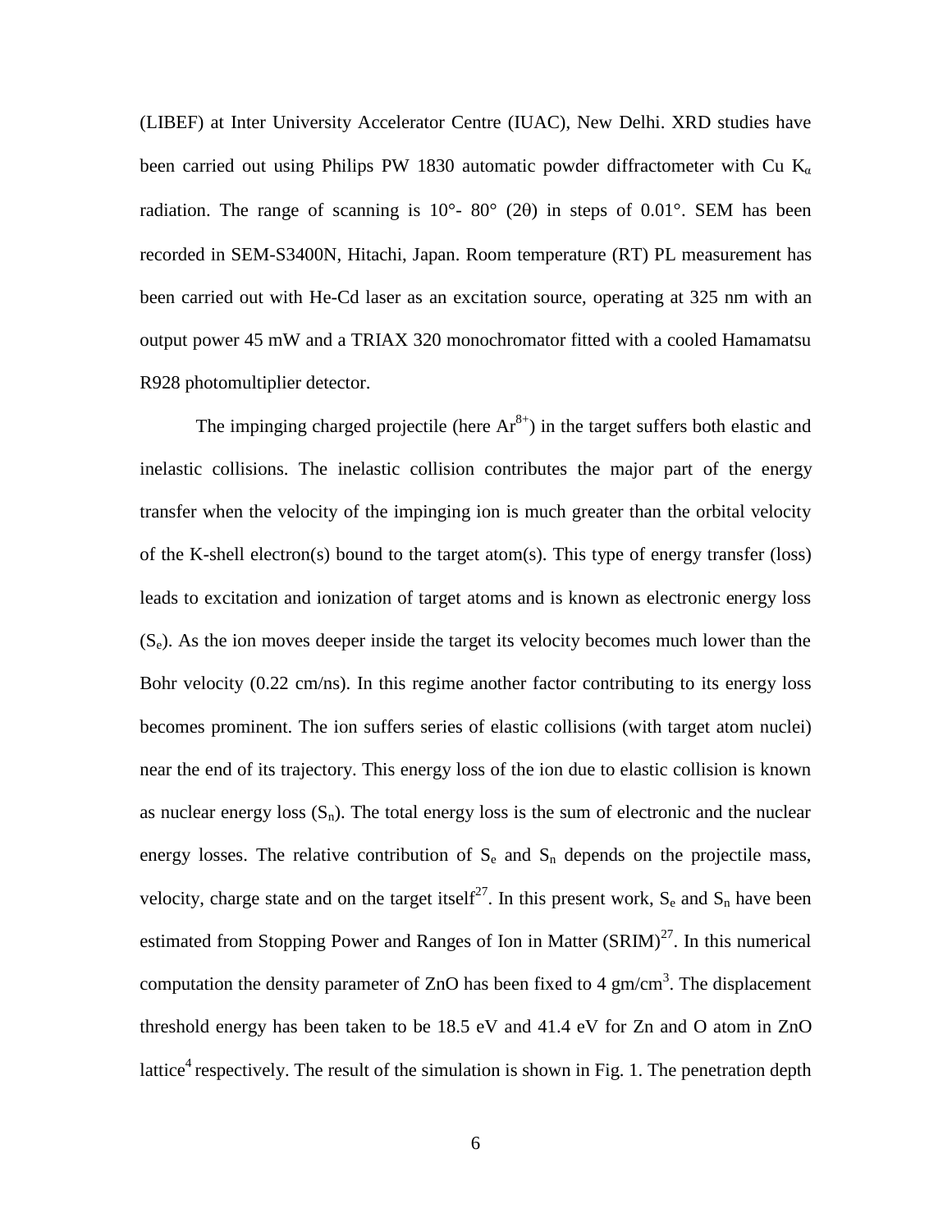(LIBEF) at Inter University Accelerator Centre (IUAC), New Delhi. XRD studies have been carried out using Philips PW 1830 automatic powder diffractometer with Cu $K_\alpha$ radiation. The range of scanning is 10°- 80° (2θ) in steps of 0.01°. SEM has been recorded in SEM-S3400N, Hitachi, Japan. Room temperature (RT) PL measurement has been carried out with He-Cd laser as an excitation source, operating at 325 nm with an output power 45 mW and a TRIAX 320 monochromator fitted with a cooled Hamamatsu R928 photomultiplier detector.

The impinging charged projectile (here $Ar^{8+}$) in the target suffers both elastic and inelastic collisions. The inelastic collision contributes the major part of the energy transfer when the velocity of the impinging ion is much greater than the orbital velocity of the K-shell electron(s) bound to the target atom(s). This type of energy transfer (loss) leads to excitation and ionization of target atoms and is known as electronic energy loss ($S_e$). As the ion moves deeper inside the target its velocity becomes much lower than the Bohr velocity (0.22 cm/ns). In this regime another factor contributing to its energy loss becomes prominent. The ion suffers series of elastic collisions (with target atom nuclei) near the end of its trajectory. This energy loss of the ion due to elastic collision is known as nuclear energy loss ($S_n$). The total energy loss is the sum of electronic and the nuclear energy losses. The relative contribution of $S_e$ and $S_n$ depends on the projectile mass, velocity, charge state and on the target itself[27]. In this present work, $S_e$ and $S_n$ have been estimated from Stopping Power and Ranges of Ion in Matter (SRIM)[27]. In this numerical computation the density parameter of ZnO has been fixed to 4 gm/cm$^3$. The displacement threshold energy has been taken to be 18.5 eV and 41.4 eV for Zn and O atom in ZnO lattice[4] respectively. The result of the simulation is shown in Fig. 1. The penetration depth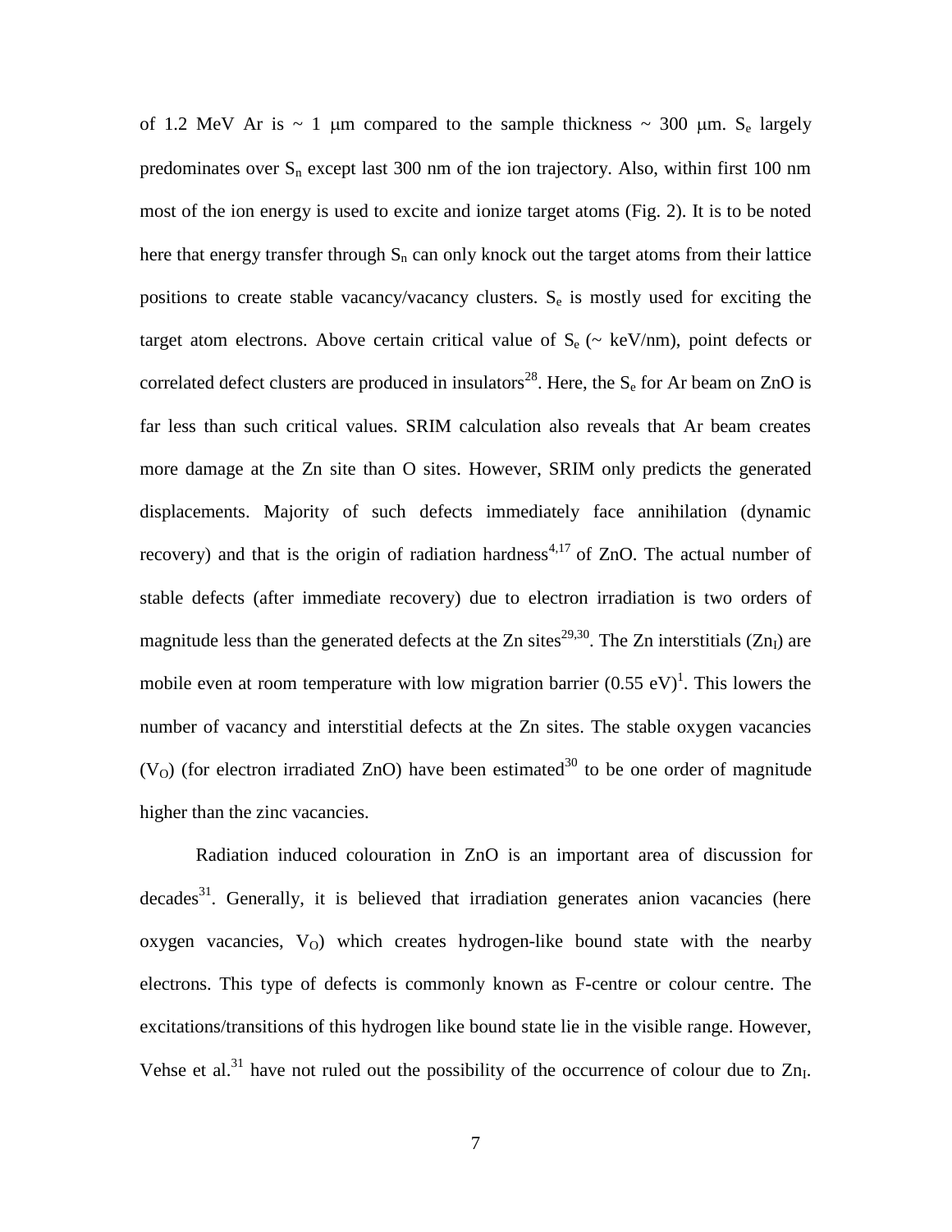of 1.2 MeV Ar is ~ 1 μm compared to the sample thickness ~ 300 μm. $S_e$ largely predominates over $S_n$ except last 300 nm of the ion trajectory. Also, within first 100 nm most of the ion energy is used to excite and ionize target atoms (Fig. 2). It is to be noted here that energy transfer through $S_n$ can only knock out the target atoms from their lattice positions to create stable vacancy/vacancy clusters. $S_e$ is mostly used for exciting the target atom electrons. Above certain critical value of $S_e$ (~ keV/nm), point defects or correlated defect clusters are produced in insulators[28]. Here, the $S_e$ for Ar beam on ZnO is far less than such critical values. SRIM calculation also reveals that Ar beam creates more damage at the Zn site than O sites. However, SRIM only predicts the generated displacements. Majority of such defects immediately face annihilation (dynamic recovery) and that is the origin of radiation hardness[4,17] of ZnO. The actual number of stable defects (after immediate recovery) due to electron irradiation is two orders of magnitude less than the generated defects at the Zn sites[29,30]. The Zn interstitials ($Zn_I$) are mobile even at room temperature with low migration barrier (0.55 eV)[1]. This lowers the number of vacancy and interstitial defects at the Zn sites. The stable oxygen vacancies ($V_O$) (for electron irradiated ZnO) have been estimated[30] to be one order of magnitude higher than the zinc vacancies.

Radiation induced colouration in ZnO is an important area of discussion for decades[31]. Generally, it is believed that irradiation generates anion vacancies (here oxygen vacancies, $V_O$) which creates hydrogen-like bound state with the nearby electrons. This type of defects is commonly known as F-centre or colour centre. The excitations/transitions of this hydrogen like bound state lie in the visible range. However, Vehse et al.[31] have not ruled out the possibility of the occurrence of colour due to $Zn_I$.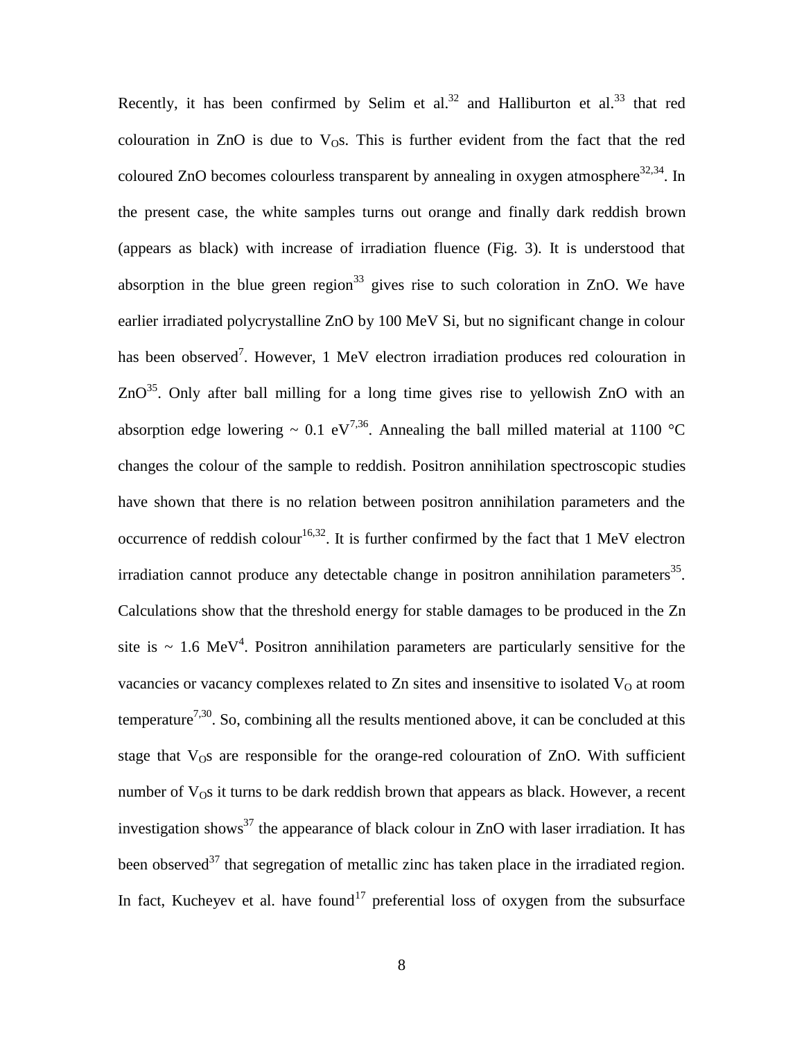Recently, it has been confirmed by Selim et al.[32] and Halliburton et al.[33] that red colouration in ZnO is due to $V_O$s. This is further evident from the fact that the red coloured ZnO becomes colourless transparent by annealing in oxygen atmosphere[32,34]. In the present case, the white samples turns out orange and finally dark reddish brown (appears as black) with increase of irradiation fluence (Fig. 3). It is understood that absorption in the blue green region[33] gives rise to such coloration in ZnO. We have earlier irradiated polycrystalline ZnO by 100 MeV Si, but no significant change in colour has been observed[7]. However, 1 MeV electron irradiation produces red colouration in ZnO[35]. Only after ball milling for a long time gives rise to yellowish ZnO with an absorption edge lowering ~ 0.1 eV[7,36]. Annealing the ball milled material at 1100 °C changes the colour of the sample to reddish. Positron annihilation spectroscopic studies have shown that there is no relation between positron annihilation parameters and the occurrence of reddish colour[16,32]. It is further confirmed by the fact that 1 MeV electron irradiation cannot produce any detectable change in positron annihilation parameters[35]. Calculations show that the threshold energy for stable damages to be produced in the Zn site is ~ 1.6 MeV[4]. Positron annihilation parameters are particularly sensitive for the vacancies or vacancy complexes related to Zn sites and insensitive to isolated $V_O$ at room temperature[7,30]. So, combining all the results mentioned above, it can be concluded at this stage that $V_O$s are responsible for the orange-red colouration of ZnO. With sufficient number of $V_O$s it turns to be dark reddish brown that appears as black. However, a recent investigation shows[37] the appearance of black colour in ZnO with laser irradiation. It has been observed[37] that segregation of metallic zinc has taken place in the irradiated region. In fact, Kucheyev et al. have found[17] preferential loss of oxygen from the subsurface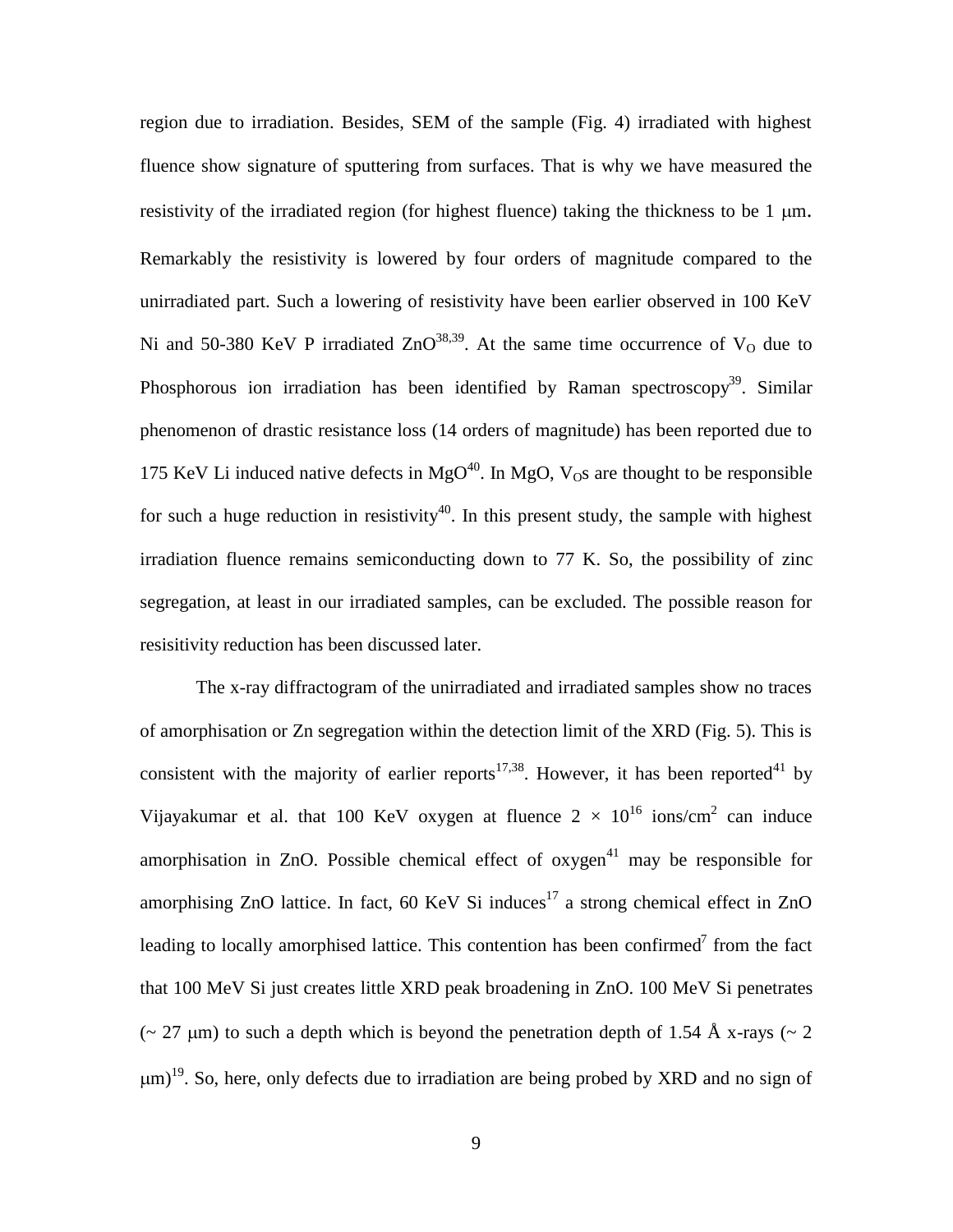region due to irradiation. Besides, SEM of the sample (Fig. 4) irradiated with highest fluence show signature of sputtering from surfaces. That is why we have measured the resistivity of the irradiated region (for highest fluence) taking the thickness to be 1 μm. Remarkably the resistivity is lowered by four orders of magnitude compared to the unirradiated part. Such a lowering of resistivity have been earlier observed in 100 KeV Ni and 50-380 KeV P irradiated ZnO[38,39]. At the same time occurrence of $V_O$ due to Phosphorous ion irradiation has been identified by Raman spectroscopy[39]. Similar phenomenon of drastic resistance loss (14 orders of magnitude) has been reported due to 175 KeV Li induced native defects in MgO[40]. In MgO, $V_O$s are thought to be responsible for such a huge reduction in resistivity[40]. In this present study, the sample with highest irradiation fluence remains semiconducting down to 77 K. So, the possibility of zinc segregation, at least in our irradiated samples, can be excluded. The possible reason for resisitivity reduction has been discussed later.

The x-ray diffractogram of the unirradiated and irradiated samples show no traces of amorphisation or Zn segregation within the detection limit of the XRD (Fig. 5). This is consistent with the majority of earlier reports[17,38]. However, it has been reported[41] by Vijayakumar et al. that 100 KeV oxygen at fluence $2 \times 10^{16}$ ions/cm$^2$ can induce amorphisation in ZnO. Possible chemical effect of oxygen[41] may be responsible for amorphising ZnO lattice. In fact, 60 KeV Si induces[17] a strong chemical effect in ZnO leading to locally amorphised lattice. This contention has been confirmed[7] from the fact that 100 MeV Si just creates little XRD peak broadening in ZnO. 100 MeV Si penetrates (~ 27 μm) to such a depth which is beyond the penetration depth of 1.54 Å x-rays (~ 2 μm)[19]. So, here, only defects due to irradiation are being probed by XRD and no sign of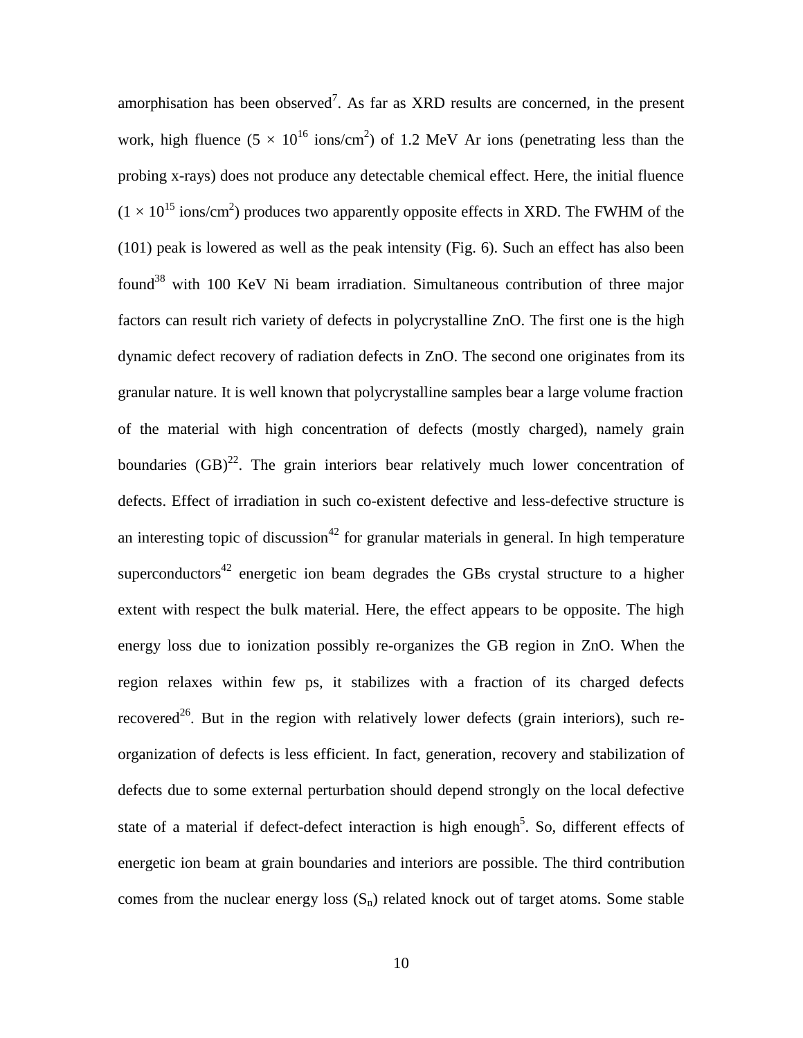amorphisation has been observed[7]. As far as XRD results are concerned, in the present work, high fluence ($5 \times 10^{16}$ ions/cm$^2$) of 1.2 MeV Ar ions (penetrating less than the probing x-rays) does not produce any detectable chemical effect. Here, the initial fluence ($1 \times 10^{15}$ ions/cm$^2$) produces two apparently opposite effects in XRD. The FWHM of the (101) peak is lowered as well as the peak intensity (Fig. 6). Such an effect has also been found[38] with 100 KeV Ni beam irradiation. Simultaneous contribution of three major factors can result rich variety of defects in polycrystalline ZnO. The first one is the high dynamic defect recovery of radiation defects in ZnO. The second one originates from its granular nature. It is well known that polycrystalline samples bear a large volume fraction of the material with high concentration of defects (mostly charged), namely grain boundaries (GB)[22]. The grain interiors bear relatively much lower concentration of defects. Effect of irradiation in such co-existent defective and less-defective structure is an interesting topic of discussion[42] for granular materials in general. In high temperature superconductors[42] energetic ion beam degrades the GBs crystal structure to a higher extent with respect the bulk material. Here, the effect appears to be opposite. The high energy loss due to ionization possibly re-organizes the GB region in ZnO. When the region relaxes within few ps, it stabilizes with a fraction of its charged defects recovered[26]. But in the region with relatively lower defects (grain interiors), such re-organization of defects is less efficient. In fact, generation, recovery and stabilization of defects due to some external perturbation should depend strongly on the local defective state of a material if defect-defect interaction is high enough[5]. So, different effects of energetic ion beam at grain boundaries and interiors are possible. The third contribution comes from the nuclear energy loss ($S_n$) related knock out of target atoms. Some stable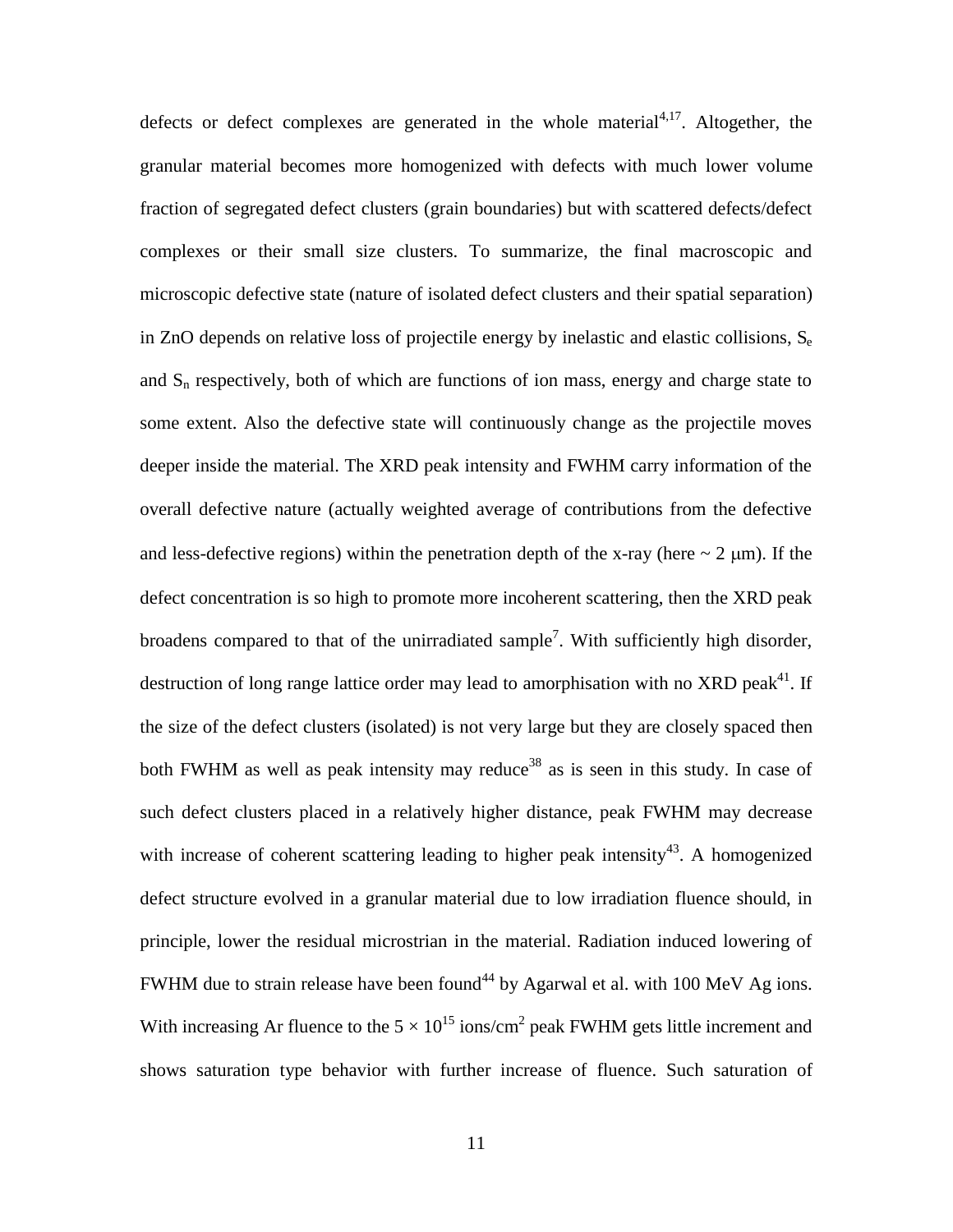defects or defect complexes are generated in the whole material[4,17]. Altogether, the granular material becomes more homogenized with defects with much lower volume fraction of segregated defect clusters (grain boundaries) but with scattered defects/defect complexes or their small size clusters. To summarize, the final macroscopic and microscopic defective state (nature of isolated defect clusters and their spatial separation) in ZnO depends on relative loss of projectile energy by inelastic and elastic collisions, $S_e$ and $S_n$ respectively, both of which are functions of ion mass, energy and charge state to some extent. Also the defective state will continuously change as the projectile moves deeper inside the material. The XRD peak intensity and FWHM carry information of the overall defective nature (actually weighted average of contributions from the defective and less-defective regions) within the penetration depth of the x-ray (here ~ 2 μm). If the defect concentration is so high to promote more incoherent scattering, then the XRD peak broadens compared to that of the unirradiated sample[7]. With sufficiently high disorder, destruction of long range lattice order may lead to amorphisation with no XRD peak[41]. If the size of the defect clusters (isolated) is not very large but they are closely spaced then both FWHM as well as peak intensity may reduce[38] as is seen in this study. In case of such defect clusters placed in a relatively higher distance, peak FWHM may decrease with increase of coherent scattering leading to higher peak intensity[43]. A homogenized defect structure evolved in a granular material due to low irradiation fluence should, in principle, lower the residual microstrian in the material. Radiation induced lowering of FWHM due to strain release have been found[44] by Agarwal et al. with 100 MeV Ag ions. With increasing Ar fluence to the $5 \times 10^{15}$ ions/cm$^2$ peak FWHM gets little increment and shows saturation type behavior with further increase of fluence. Such saturation of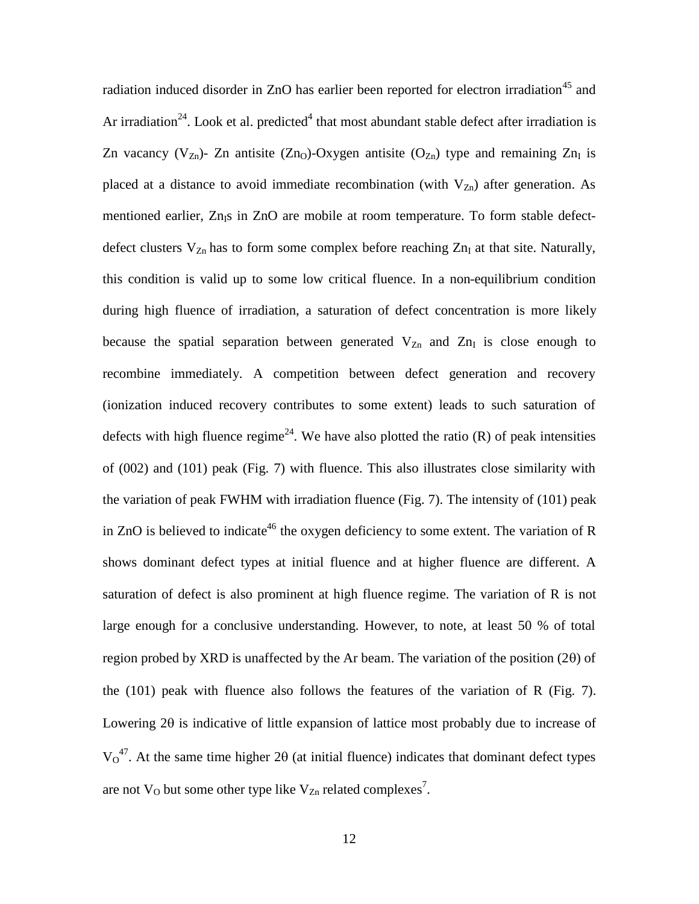radiation induced disorder in ZnO has earlier been reported for electron irradiation[45] and Ar irradiation[24]. Look et al. predicted[4] that most abundant stable defect after irradiation is Zn vacancy ($V_{Zn}$)- Zn antisite ($Zn_O$)-Oxygen antisite ($O_{Zn}$) type and remaining $Zn_I$ is placed at a distance to avoid immediate recombination (with $V_{Zn}$) after generation. As mentioned earlier, $Zn_I$s in ZnO are mobile at room temperature. To form stable defect-defect clusters $V_{Zn}$ has to form some complex before reaching $Zn_I$ at that site. Naturally, this condition is valid up to some low critical fluence. In a non-equilibrium condition during high fluence of irradiation, a saturation of defect concentration is more likely because the spatial separation between generated $V_{Zn}$ and $Zn_I$ is close enough to recombine immediately. A competition between defect generation and recovery (ionization induced recovery contributes to some extent) leads to such saturation of defects with high fluence regime[24]. We have also plotted the ratio (R) of peak intensities of (002) and (101) peak (Fig. 7) with fluence. This also illustrates close similarity with the variation of peak FWHM with irradiation fluence (Fig. 7). The intensity of (101) peak in ZnO is believed to indicate[46] the oxygen deficiency to some extent. The variation of R shows dominant defect types at initial fluence and at higher fluence are different. A saturation of defect is also prominent at high fluence regime. The variation of R is not large enough for a conclusive understanding. However, to note, at least 50 % of total region probed by XRD is unaffected by the Ar beam. The variation of the position (2θ) of the (101) peak with fluence also follows the features of the variation of R (Fig. 7). Lowering 2θ is indicative of little expansion of lattice most probably due to increase of $V_O$[47]. At the same time higher 2θ (at initial fluence) indicates that dominant defect types are not $V_O$ but some other type like $V_{Zn}$ related complexes[7].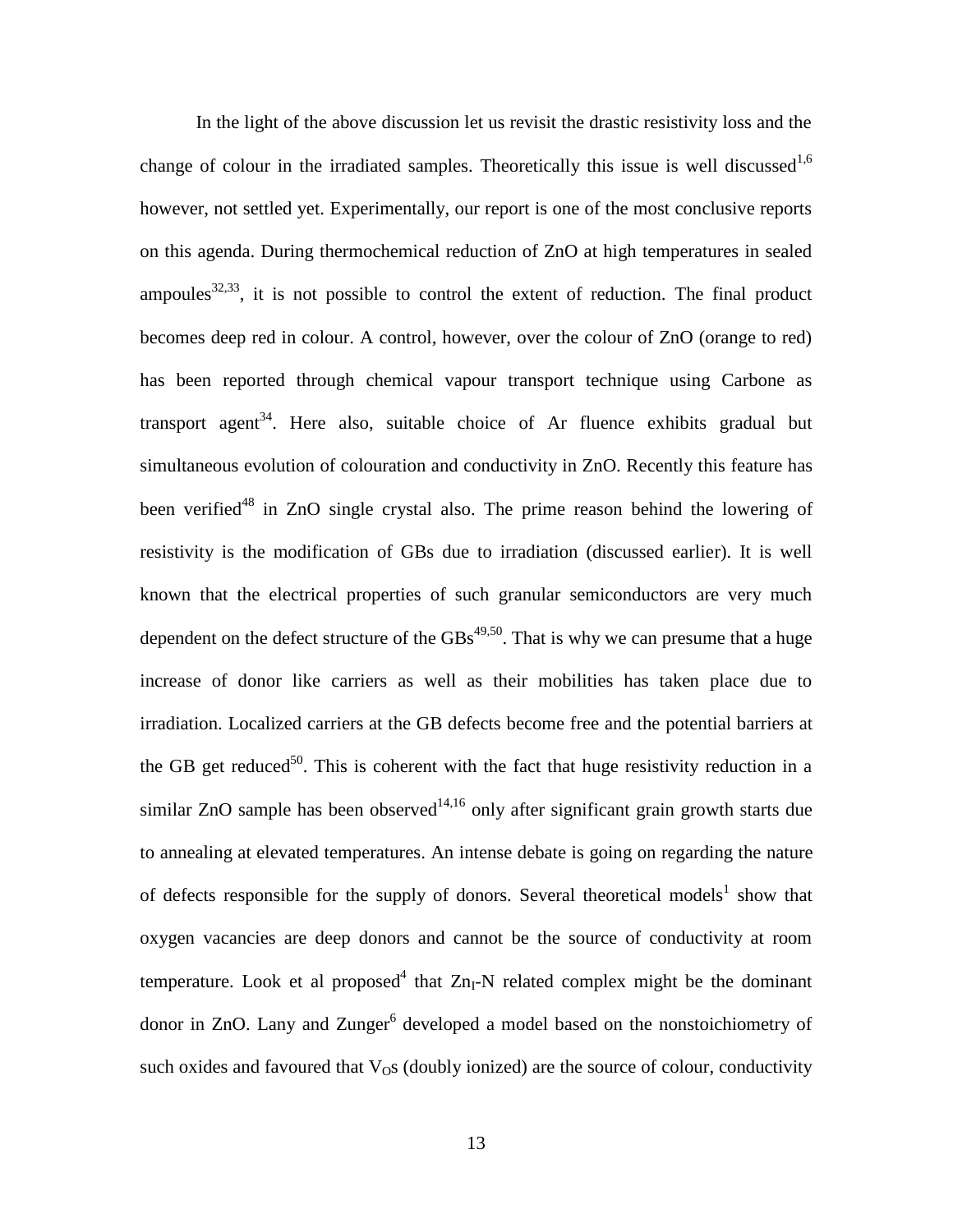In the light of the above discussion let us revisit the drastic resistivity loss and the change of colour in the irradiated samples. Theoretically this issue is well discussed[1,6] however, not settled yet. Experimentally, our report is one of the most conclusive reports on this agenda. During thermochemical reduction of ZnO at high temperatures in sealed ampoules[32,33], it is not possible to control the extent of reduction. The final product becomes deep red in colour. A control, however, over the colour of ZnO (orange to red) has been reported through chemical vapour transport technique using Carbone as transport agent[34]. Here also, suitable choice of Ar fluence exhibits gradual but simultaneous evolution of colouration and conductivity in ZnO. Recently this feature has been verified[48] in ZnO single crystal also. The prime reason behind the lowering of resistivity is the modification of GBs due to irradiation (discussed earlier). It is well known that the electrical properties of such granular semiconductors are very much dependent on the defect structure of the GBs[49,50]. That is why we can presume that a huge increase of donor like carriers as well as their mobilities has taken place due to irradiation. Localized carriers at the GB defects become free and the potential barriers at the GB get reduced[50]. This is coherent with the fact that huge resistivity reduction in a similar ZnO sample has been observed[14,16] only after significant grain growth starts due to annealing at elevated temperatures. An intense debate is going on regarding the nature of defects responsible for the supply of donors. Several theoretical models[1] show that oxygen vacancies are deep donors and cannot be the source of conductivity at room temperature. Look et al proposed[4] that $Zn_I$-N related complex might be the dominant donor in ZnO. Lany and Zunger[6] developed a model based on the nonstoichiometry of such oxides and favoured that $V_O$s (doubly ionized) are the source of colour, conductivity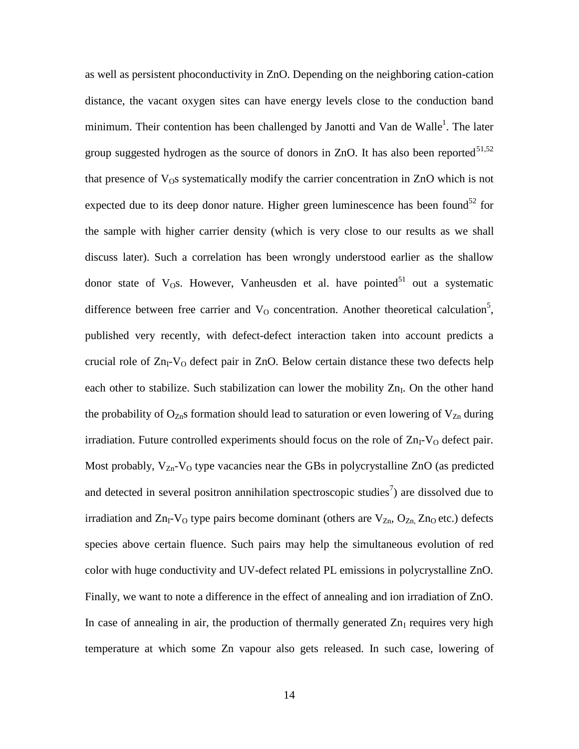as well as persistent phoconductivity in ZnO. Depending on the neighboring cation-cation distance, the vacant oxygen sites can have energy levels close to the conduction band minimum. Their contention has been challenged by Janotti and Van de Walle[1]. The later group suggested hydrogen as the source of donors in ZnO. It has also been reported[51,52] that presence of $V_O$s systematically modify the carrier concentration in ZnO which is not expected due to its deep donor nature. Higher green luminescence has been found[52] for the sample with higher carrier density (which is very close to our results as we shall discuss later). Such a correlation has been wrongly understood earlier as the shallow donor state of $V_O$s. However, Vanheusden et al. have pointed[51] out a systematic difference between free carrier and $V_O$ concentration. Another theoretical calculation[5], published very recently, with defect-defect interaction taken into account predicts a crucial role of $Zn_I$-$V_O$ defect pair in ZnO. Below certain distance these two defects help each other to stabilize. Such stabilization can lower the mobility $Zn_I$. On the other hand the probability of $O_{Zn}$s formation should lead to saturation or even lowering of $V_{Zn}$ during irradiation. Future controlled experiments should focus on the role of $Zn_I$-$V_O$ defect pair. Most probably, $V_{Zn}$-$V_O$ type vacancies near the GBs in polycrystalline ZnO (as predicted and detected in several positron annihilation spectroscopic studies[7]) are dissolved due to irradiation and $Zn_I$-$V_O$ type pairs become dominant (others are $V_{Zn}$, $O_{Zn,}$ $Zn_O$ etc.) defects species above certain fluence. Such pairs may help the simultaneous evolution of red color with huge conductivity and UV-defect related PL emissions in polycrystalline ZnO. Finally, we want to note a difference in the effect of annealing and ion irradiation of ZnO. In case of annealing in air, the production of thermally generated $Zn_I$ requires very high temperature at which some Zn vapour also gets released. In such case, lowering of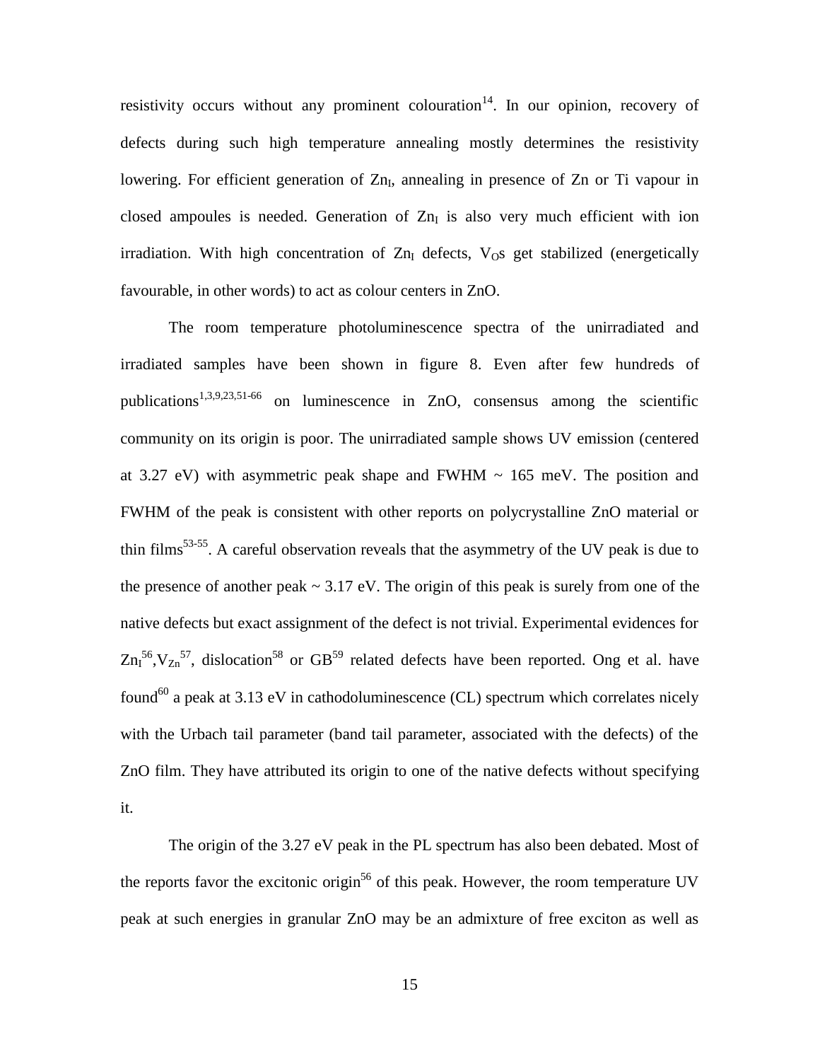resistivity occurs without any prominent colouration[14]. In our opinion, recovery of defects during such high temperature annealing mostly determines the resistivity lowering. For efficient generation of $Zn_I$, annealing in presence of Zn or Ti vapour in closed ampoules is needed. Generation of $Zn_I$ is also very much efficient with ion irradiation. With high concentration of $Zn_I$ defects, $V_O$s get stabilized (energetically favourable, in other words) to act as colour centers in ZnO.

The room temperature photoluminescence spectra of the unirradiated and irradiated samples have been shown in figure 8. Even after few hundreds of publications[1,3,9,23,51-66] on luminescence in ZnO, consensus among the scientific community on its origin is poor. The unirradiated sample shows UV emission (centered at 3.27 eV) with asymmetric peak shape and FWHM ~ 165 meV. The position and FWHM of the peak is consistent with other reports on polycrystalline ZnO material or thin films[53-55]. A careful observation reveals that the asymmetry of the UV peak is due to the presence of another peak ~ 3.17 eV. The origin of this peak is surely from one of the native defects but exact assignment of the defect is not trivial. Experimental evidences for $Zn_I$[56],$V_{Zn}$[57], dislocation[58] or GB[59] related defects have been reported. Ong et al. have found[60] a peak at 3.13 eV in cathodoluminescence (CL) spectrum which correlates nicely with the Urbach tail parameter (band tail parameter, associated with the defects) of the ZnO film. They have attributed its origin to one of the native defects without specifying it.

The origin of the 3.27 eV peak in the PL spectrum has also been debated. Most of the reports favor the excitonic origin[56] of this peak. However, the room temperature UV peak at such energies in granular ZnO may be an admixture of free exciton as well as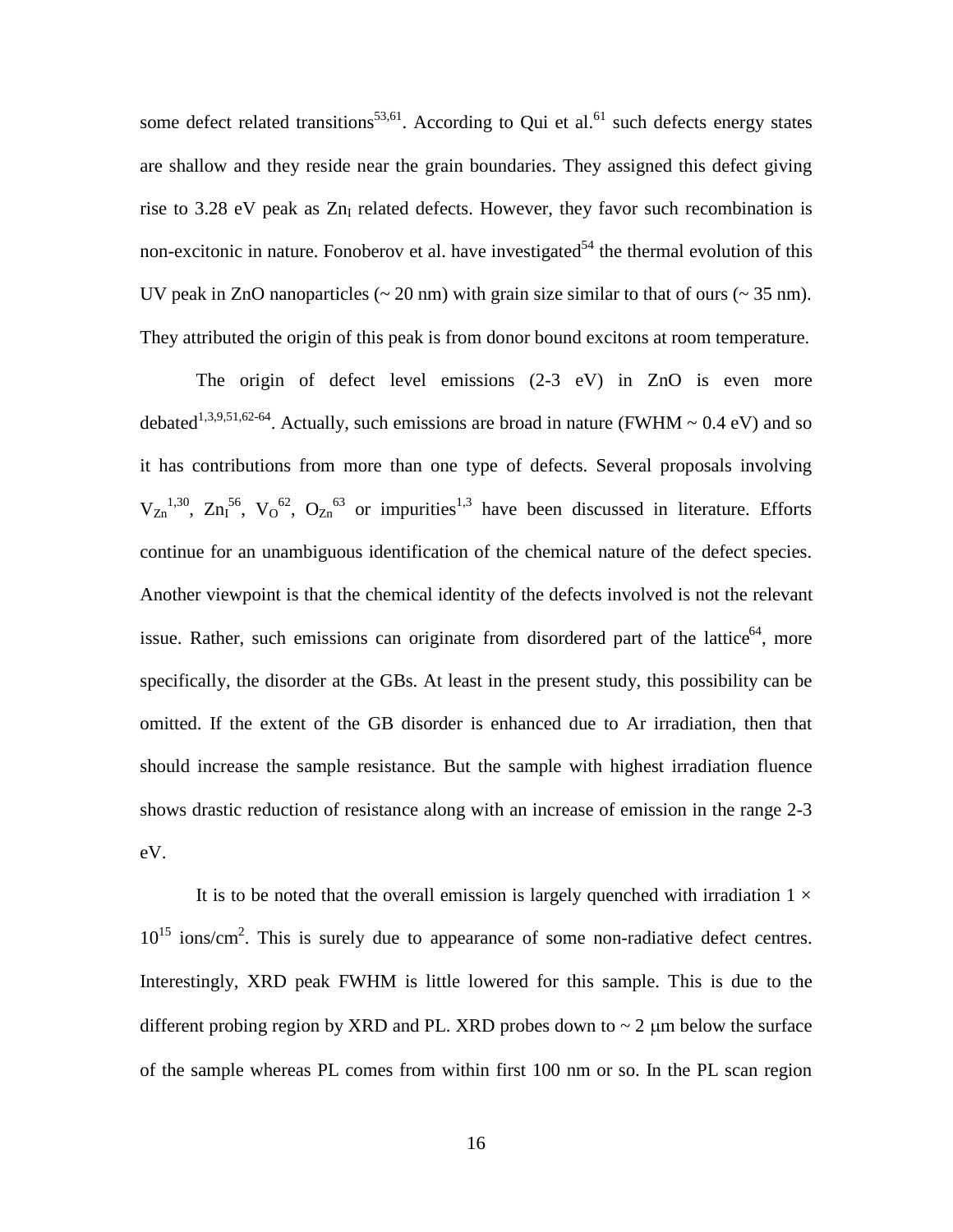some defect related transitions[53,61]. According to Qui et al.[61] such defects energy states are shallow and they reside near the grain boundaries. They assigned this defect giving rise to 3.28 eV peak as $Zn_I$ related defects. However, they favor such recombination is non-excitonic in nature. Fonoberov et al. have investigated[54] the thermal evolution of this UV peak in ZnO nanoparticles (~ 20 nm) with grain size similar to that of ours (~ 35 nm). They attributed the origin of this peak is from donor bound excitons at room temperature.

The origin of defect level emissions (2-3 eV) in ZnO is even more debated[1,3,9,51,62-64]. Actually, such emissions are broad in nature (FWHM ~ 0.4 eV) and so it has contributions from more than one type of defects. Several proposals involving $V_{Zn}$[1,30], $Zn_I$[56], $V_O$[62], $O_{Zn}$[63] or impurities[1,3] have been discussed in literature. Efforts continue for an unambiguous identification of the chemical nature of the defect species. Another viewpoint is that the chemical identity of the defects involved is not the relevant issue. Rather, such emissions can originate from disordered part of the lattice[64], more specifically, the disorder at the GBs. At least in the present study, this possibility can be omitted. If the extent of the GB disorder is enhanced due to Ar irradiation, then that should increase the sample resistance. But the sample with highest irradiation fluence shows drastic reduction of resistance along with an increase of emission in the range 2-3 eV.

It is to be noted that the overall emission is largely quenched with irradiation $1 \times 10^{15}$ ions/cm$^2$. This is surely due to appearance of some non-radiative defect centres. Interestingly, XRD peak FWHM is little lowered for this sample. This is due to the different probing region by XRD and PL. XRD probes down to ~ 2 μm below the surface of the sample whereas PL comes from within first 100 nm or so. In the PL scan region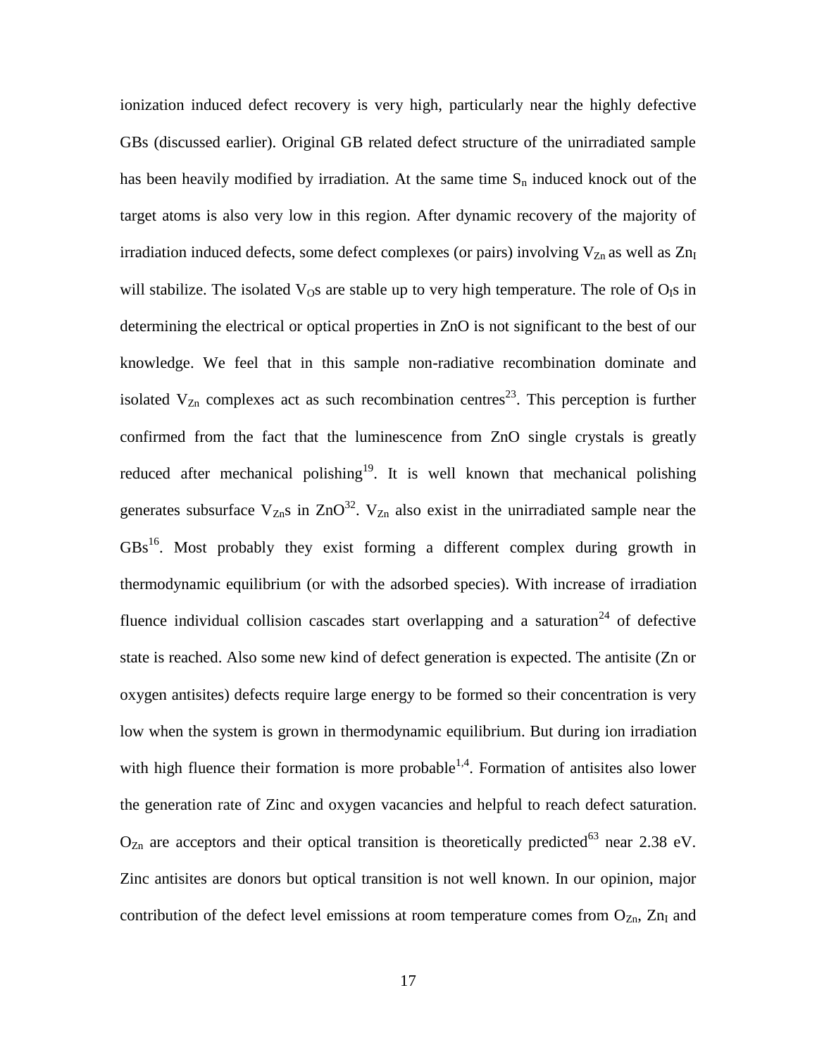ionization induced defect recovery is very high, particularly near the highly defective GBs (discussed earlier). Original GB related defect structure of the unirradiated sample has been heavily modified by irradiation. At the same time $S_n$ induced knock out of the target atoms is also very low in this region. After dynamic recovery of the majority of irradiation induced defects, some defect complexes (or pairs) involving $V_{Zn}$ as well as $Zn_I$ will stabilize. The isolated $V_O$s are stable up to very high temperature. The role of $O_I$s in determining the electrical or optical properties in ZnO is not significant to the best of our knowledge. We feel that in this sample non-radiative recombination dominate and isolated $V_{Zn}$ complexes act as such recombination centres[23]. This perception is further confirmed from the fact that the luminescence from ZnO single crystals is greatly reduced after mechanical polishing[19]. It is well known that mechanical polishing generates subsurface $V_{Zn}$s in ZnO[32]. $V_{Zn}$ also exist in the unirradiated sample near the GBs[16]. Most probably they exist forming a different complex during growth in thermodynamic equilibrium (or with the adsorbed species). With increase of irradiation fluence individual collision cascades start overlapping and a saturation[24] of defective state is reached. Also some new kind of defect generation is expected. The antisite (Zn or oxygen antisites) defects require large energy to be formed so their concentration is very low when the system is grown in thermodynamic equilibrium. But during ion irradiation with high fluence their formation is more probable[1,4]. Formation of antisites also lower the generation rate of Zinc and oxygen vacancies and helpful to reach defect saturation. $O_{Zn}$ are acceptors and their optical transition is theoretically predicted[63] near 2.38 eV. Zinc antisites are donors but optical transition is not well known. In our opinion, major contribution of the defect level emissions at room temperature comes from $O_{Zn}$, $Zn_I$ and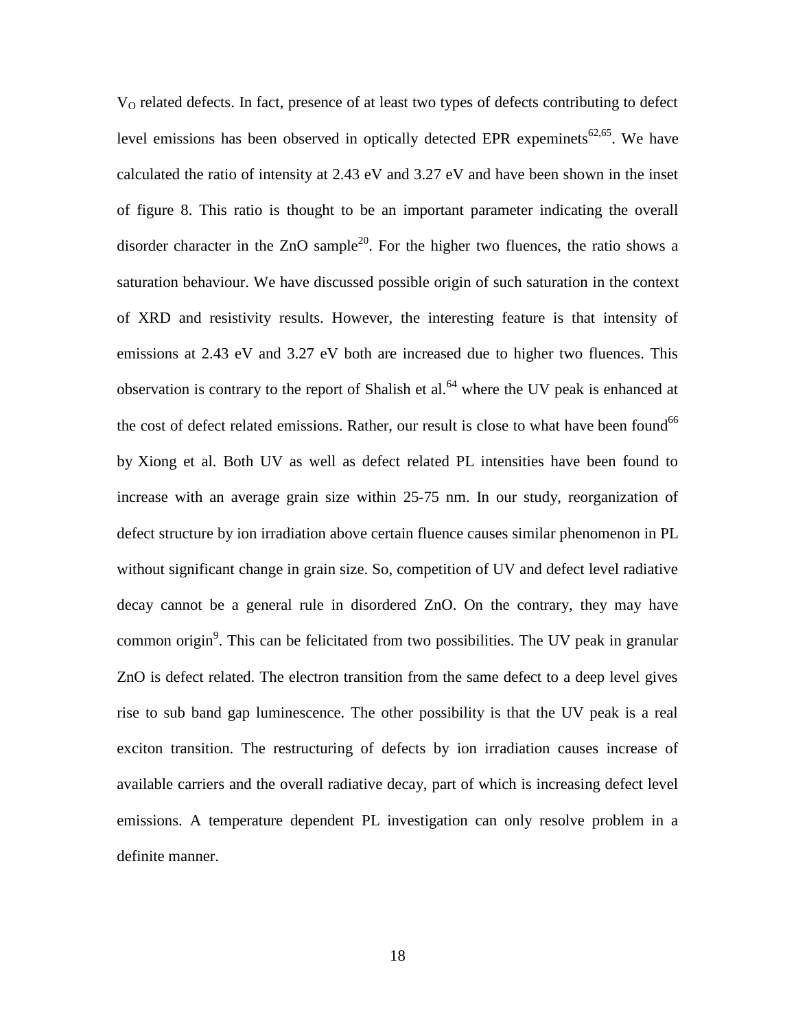$V_O$ related defects. In fact, presence of at least two types of defects contributing to defect level emissions has been observed in optically detected EPR expeminets[62,65]. We have calculated the ratio of intensity at 2.43 eV and 3.27 eV and have been shown in the inset of figure 8. This ratio is thought to be an important parameter indicating the overall disorder character in the ZnO sample[20]. For the higher two fluences, the ratio shows a saturation behaviour. We have discussed possible origin of such saturation in the context of XRD and resistivity results. However, the interesting feature is that intensity of emissions at 2.43 eV and 3.27 eV both are increased due to higher two fluences. This observation is contrary to the report of Shalish et al.[64] where the UV peak is enhanced at the cost of defect related emissions. Rather, our result is close to what have been found[66] by Xiong et al. Both UV as well as defect related PL intensities have been found to increase with an average grain size within 25-75 nm. In our study, reorganization of defect structure by ion irradiation above certain fluence causes similar phenomenon in PL without significant change in grain size. So, competition of UV and defect level radiative decay cannot be a general rule in disordered ZnO. On the contrary, they may have common origin[9]. This can be felicitated from two possibilities. The UV peak in granular ZnO is defect related. The electron transition from the same defect to a deep level gives rise to sub band gap luminescence. The other possibility is that the UV peak is a real exciton transition. The restructuring of defects by ion irradiation causes increase of available carriers and the overall radiative decay, part of which is increasing defect level emissions. A temperature dependent PL investigation can only resolve problem in a definite manner.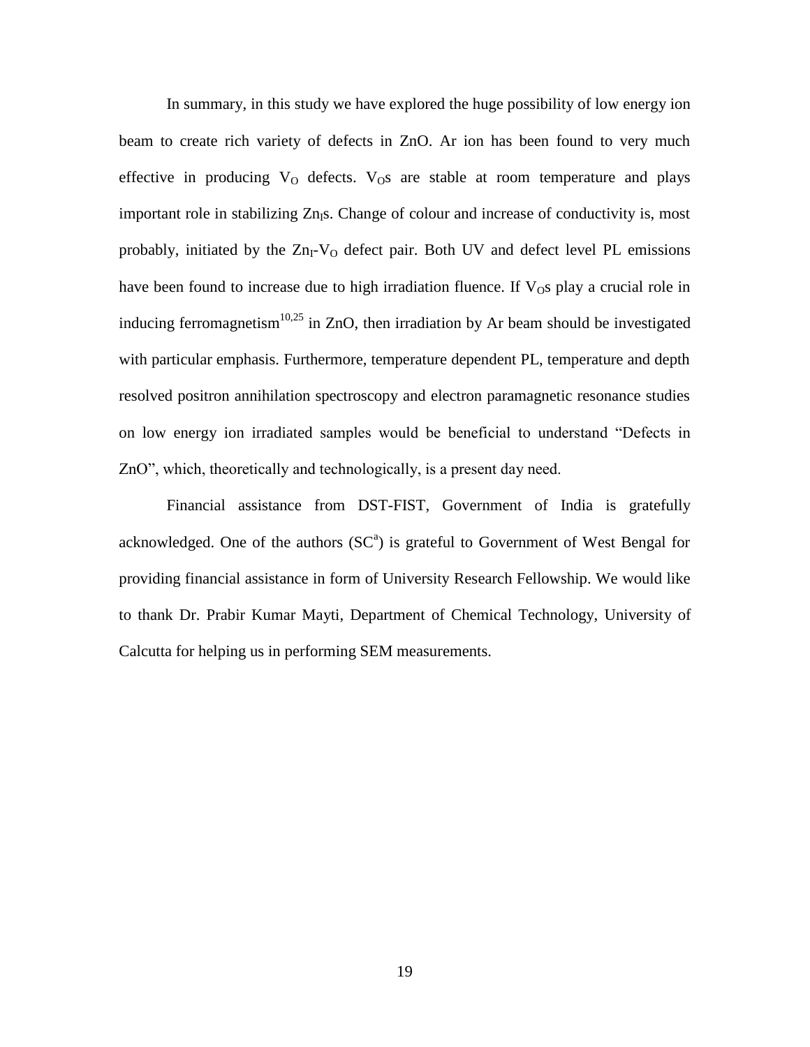In summary, in this study we have explored the huge possibility of low energy ion beam to create rich variety of defects in ZnO. Ar ion has been found to very much effective in producing $V_O$ defects. $V_O$s are stable at room temperature and plays important role in stabilizing $Zn_I$s. Change of colour and increase of conductivity is, most probably, initiated by the $Zn_I$-$V_O$ defect pair. Both UV and defect level PL emissions have been found to increase due to high irradiation fluence. If $V_O$s play a crucial role in inducing ferromagnetism[10,25] in ZnO, then irradiation by Ar beam should be investigated with particular emphasis. Furthermore, temperature dependent PL, temperature and depth resolved positron annihilation spectroscopy and electron paramagnetic resonance studies on low energy ion irradiated samples would be beneficial to understand "Defects in ZnO", which, theoretically and technologically, is a present day need.

Financial assistance from DST-FIST, Government of India is gratefully acknowledged. One of the authors (SC[a]) is grateful to Government of West Bengal for providing financial assistance in form of University Research Fellowship. We would like to thank Dr. Prabir Kumar Mayti, Department of Chemical Technology, University of Calcutta for helping us in performing SEM measurements.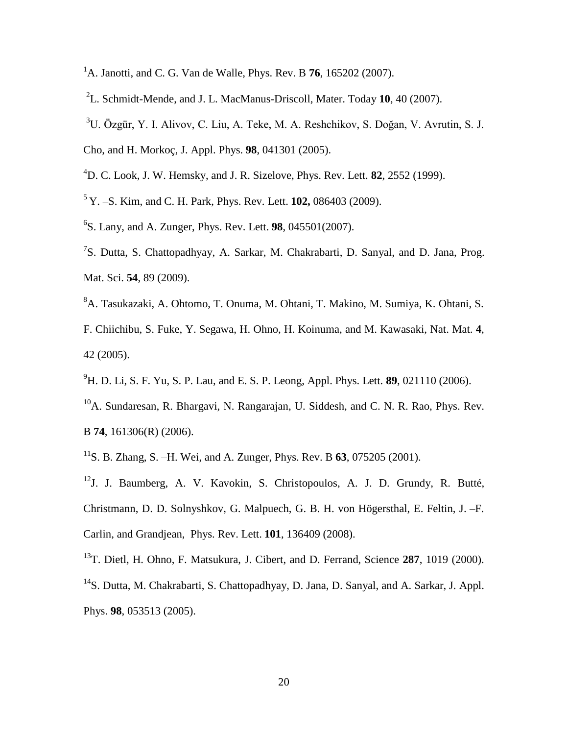[1]A. Janotti, and C. G. Van de Walle, Phys. Rev. B **76**, 165202 (2007).

[2]L. Schmidt-Mende, and J. L. MacManus-Driscoll, Mater. Today **10**, 40 (2007).

[3]U. Özgür, Y. I. Alivov, C. Liu, A. Teke, M. A. Reshchikov, S. Doğan, V. Avrutin, S. J. Cho, and H. Morkoç, J. Appl. Phys. **98**, 041301 (2005).

[4]D. C. Look, J. W. Hemsky, and J. R. Sizelove, Phys. Rev. Lett. **82**, 2552 (1999).

[5] Y. –S. Kim, and C. H. Park, Phys. Rev. Lett. **102,** 086403 (2009).

[6]S. Lany, and A. Zunger, Phys. Rev. Lett. **98**, 045501(2007).

[7]S. Dutta, S. Chattopadhyay, A. Sarkar, M. Chakrabarti, D. Sanyal, and D. Jana, Prog. Mat. Sci. **54**, 89 (2009).

[8]A. Tasukazaki, A. Ohtomo, T. Onuma, M. Ohtani, T. Makino, M. Sumiya, K. Ohtani, S. F. Chiichibu, S. Fuke, Y. Segawa, H. Ohno, H. Koinuma, and M. Kawasaki, Nat. Mat. **4**, 42 (2005).

[9]H. D. Li, S. F. Yu, S. P. Lau, and E. S. P. Leong, Appl. Phys. Lett. **89**, 021110 (2006).

[10]A. Sundaresan, R. Bhargavi, N. Rangarajan, U. Siddesh, and C. N. R. Rao, Phys. Rev. B **74**, 161306(R) (2006).

[11]S. B. Zhang, S. –H. Wei, and A. Zunger, Phys. Rev. B **63**, 075205 (2001).

[12]J. J. Baumberg, A. V. Kavokin, S. Christopoulos, A. J. D. Grundy, R. Butté, Christmann, D. D. Solnyshkov, G. Malpuech, G. B. H. von Högersthal, E. Feltin, J. –F. Carlin, and Grandjean, Phys. Rev. Lett. **101**, 136409 (2008).

[13]T. Dietl, H. Ohno, F. Matsukura, J. Cibert, and D. Ferrand, Science **287**, 1019 (2000).

[14]S. Dutta, M. Chakrabarti, S. Chattopadhyay, D. Jana, D. Sanyal, and A. Sarkar, J. Appl. Phys. **98**, 053513 (2005).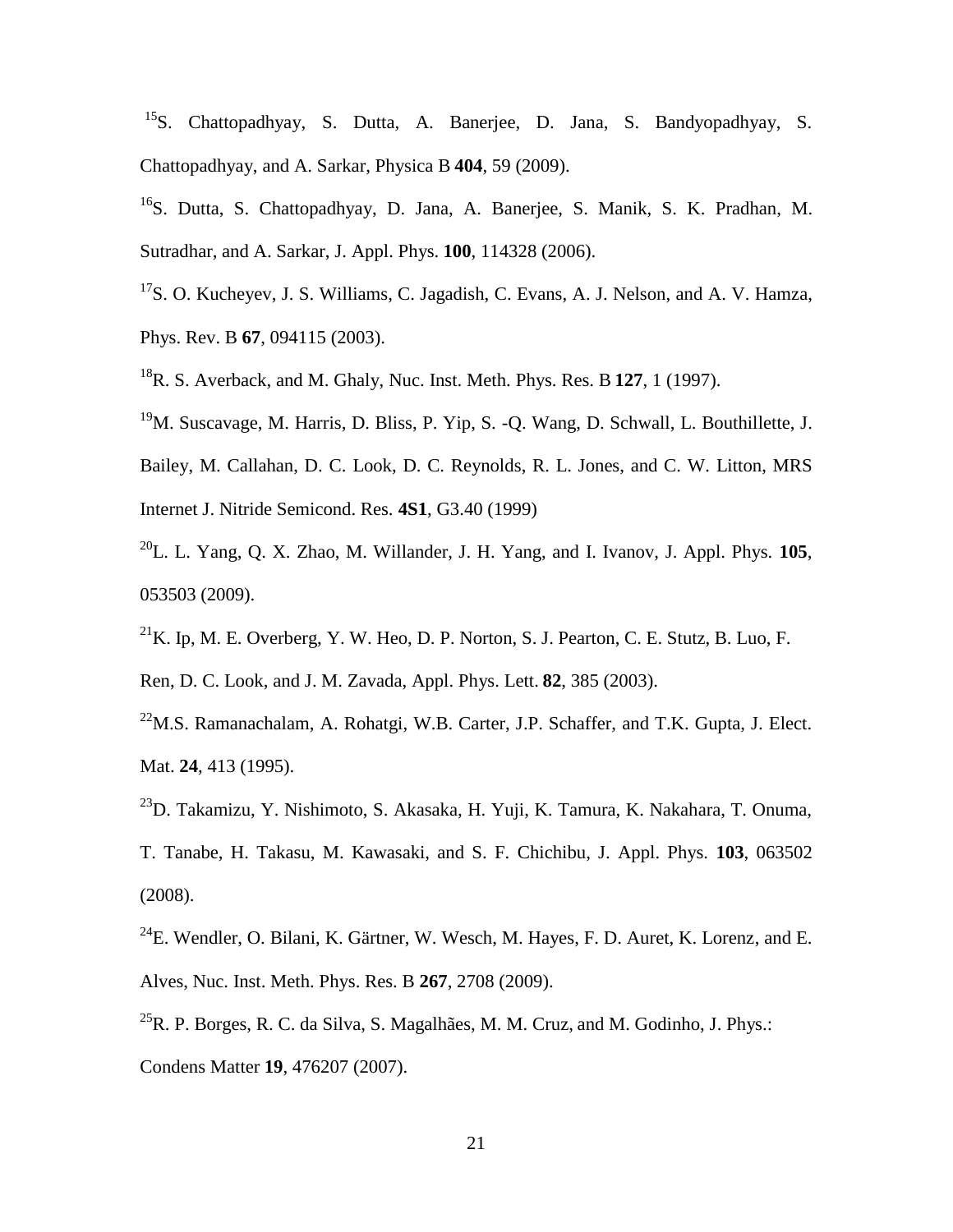[15]S. Chattopadhyay, S. Dutta, A. Banerjee, D. Jana, S. Bandyopadhyay, S. Chattopadhyay, and A. Sarkar, Physica B **404**, 59 (2009).

[16]S. Dutta, S. Chattopadhyay, D. Jana, A. Banerjee, S. Manik, S. K. Pradhan, M. Sutradhar, and A. Sarkar, J. Appl. Phys. **100**, 114328 (2006).

[17]S. O. Kucheyev, J. S. Williams, C. Jagadish, C. Evans, A. J. Nelson, and A. V. Hamza, Phys. Rev. B **67**, 094115 (2003).

[18]R. S. Averback, and M. Ghaly, Nuc. Inst. Meth. Phys. Res. B **127**, 1 (1997).

[19]M. Suscavage, M. Harris, D. Bliss, P. Yip, S. -Q. Wang, D. Schwall, L. Bouthillette, J. Bailey, M. Callahan, D. C. Look, D. C. Reynolds, R. L. Jones, and C. W. Litton, MRS Internet J. Nitride Semicond. Res. **4S1**, G3.40 (1999)

[20]L. L. Yang, Q. X. Zhao, M. Willander, J. H. Yang, and I. Ivanov, J. Appl. Phys. **105**, 053503 (2009).

[21]K. Ip, M. E. Overberg, Y. W. Heo, D. P. Norton, S. J. Pearton, C. E. Stutz, B. Luo, F. Ren, D. C. Look, and J. M. Zavada, Appl. Phys. Lett. **82**, 385 (2003).

[22]M.S. Ramanachalam, A. Rohatgi, W.B. Carter, J.P. Schaffer, and T.K. Gupta, J. Elect. Mat. **24**, 413 (1995).

[23]D. Takamizu, Y. Nishimoto, S. Akasaka, H. Yuji, K. Tamura, K. Nakahara, T. Onuma, T. Tanabe, H. Takasu, M. Kawasaki, and S. F. Chichibu, J. Appl. Phys. **103**, 063502 (2008).

[24]E. Wendler, O. Bilani, K. Gärtner, W. Wesch, M. Hayes, F. D. Auret, K. Lorenz, and E. Alves, Nuc. Inst. Meth. Phys. Res. B **267**, 2708 (2009).

[25]R. P. Borges, R. C. da Silva, S. Magalhães, M. M. Cruz, and M. Godinho, J. Phys.: Condens Matter **19**, 476207 (2007).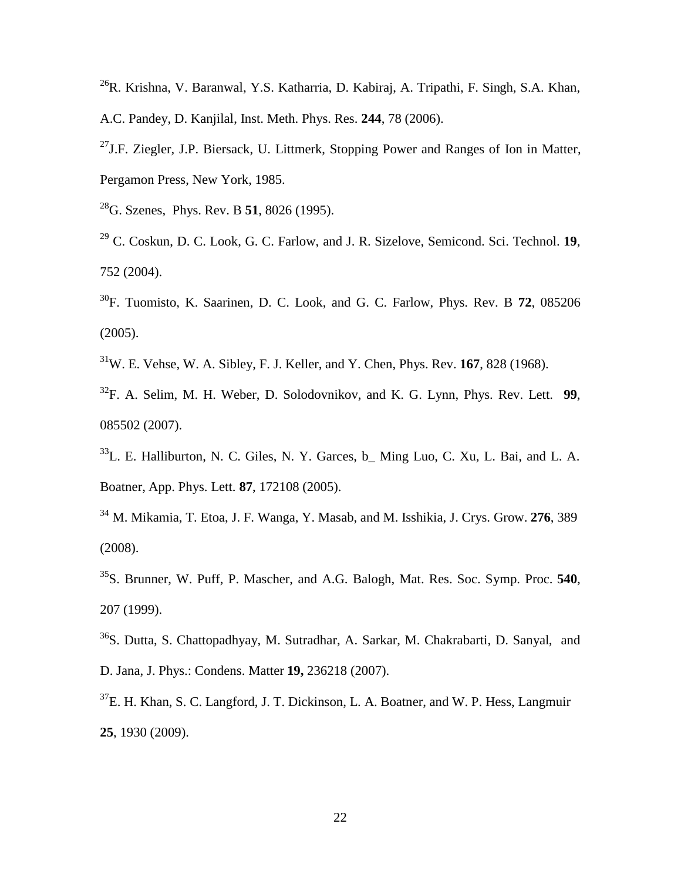[26]R. Krishna, V. Baranwal, Y.S. Katharria, D. Kabiraj, A. Tripathi, F. Singh, S.A. Khan, A.C. Pandey, D. Kanjilal, Inst. Meth. Phys. Res. **244**, 78 (2006).

[27]J.F. Ziegler, J.P. Biersack, U. Littmerk, Stopping Power and Ranges of Ion in Matter, Pergamon Press, New York, 1985.

[28]G. Szenes, Phys. Rev. B **51**, 8026 (1995).

[29] C. Coskun, D. C. Look, G. C. Farlow, and J. R. Sizelove, Semicond. Sci. Technol. **19**, 752 (2004).

[30]F. Tuomisto, K. Saarinen, D. C. Look, and G. C. Farlow, Phys. Rev. B **72**, 085206 (2005).

[31]W. E. Vehse, W. A. Sibley, F. J. Keller, and Y. Chen, Phys. Rev. **167**, 828 (1968).

[32]F. A. Selim, M. H. Weber, D. Solodovnikov, and K. G. Lynn, Phys. Rev. Lett. **99**, 085502 (2007).

[33]L. E. Halliburton, N. C. Giles, N. Y. Garces, b_ Ming Luo, C. Xu, L. Bai, and L. A. Boatner, App. Phys. Lett. **87**, 172108 (2005).

[34] M. Mikamia, T. Etoa, J. F. Wanga, Y. Masab, and M. Isshikia, J. Crys. Grow. **276**, 389 (2008).

[35]S. Brunner, W. Puff, P. Mascher, and A.G. Balogh, Mat. Res. Soc. Symp. Proc. **540**, 207 (1999).

[36]S. Dutta, S. Chattopadhyay, M. Sutradhar, A. Sarkar, M. Chakrabarti, D. Sanyal, and D. Jana, J. Phys.: Condens. Matter **19,** 236218 (2007).

[37]E. H. Khan, S. C. Langford, J. T. Dickinson, L. A. Boatner, and W. P. Hess, Langmuir **25**, 1930 (2009).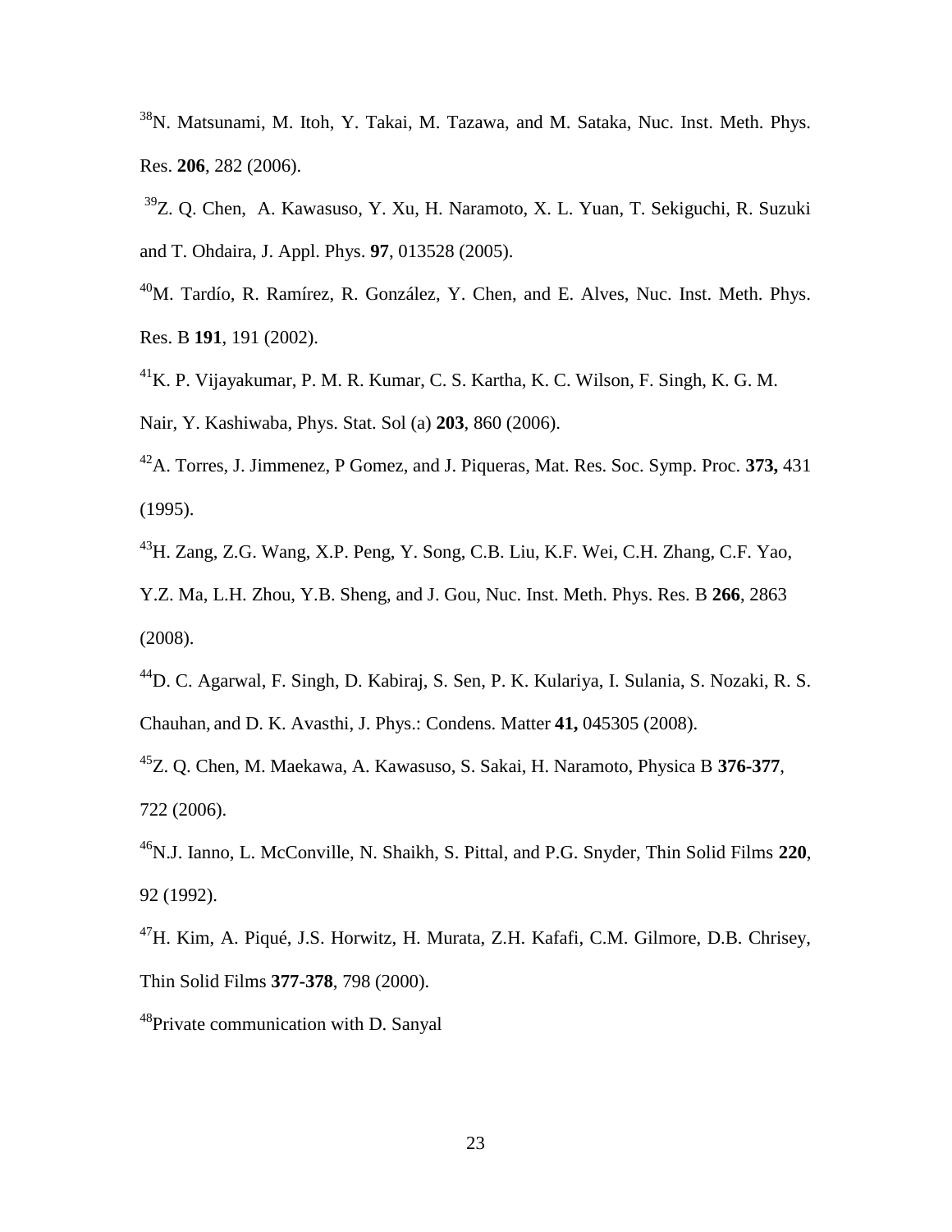[38]N. Matsunami, M. Itoh, Y. Takai, M. Tazawa, and M. Sataka, Nuc. Inst. Meth. Phys. Res. **206**, 282 (2006).

[39]Z. Q. Chen, A. Kawasuso, Y. Xu, H. Naramoto, X. L. Yuan, T. Sekiguchi, R. Suzuki and T. Ohdaira, J. Appl. Phys. **97**, 013528 (2005).

[40]M. Tardío, R. Ramírez, R. González, Y. Chen, and E. Alves, Nuc. Inst. Meth. Phys. Res. B **191**, 191 (2002).

[41]K. P. Vijayakumar, P. M. R. Kumar, C. S. Kartha, K. C. Wilson, F. Singh, K. G. M. Nair, Y. Kashiwaba, Phys. Stat. Sol (a) **203**, 860 (2006).

[42]A. Torres, J. Jimmenez, P Gomez, and J. Piqueras, Mat. Res. Soc. Symp. Proc. **373,** 431 (1995).

[43]H. Zang, Z.G. Wang, X.P. Peng, Y. Song, C.B. Liu, K.F. Wei, C.H. Zhang, C.F. Yao, Y.Z. Ma, L.H. Zhou, Y.B. Sheng, and J. Gou, Nuc. Inst. Meth. Phys. Res. B **266**, 2863 (2008).

[44]D. C. Agarwal, F. Singh, D. Kabiraj, S. Sen, P. K. Kulariya, I. Sulania, S. Nozaki, R. S. Chauhan, and D. K. Avasthi, J. Phys.: Condens. Matter **41,** 045305 (2008).

[45]Z. Q. Chen, M. Maekawa, A. Kawasuso, S. Sakai, H. Naramoto, Physica B **376-377**, 722 (2006).

[46]N.J. Ianno, L. McConville, N. Shaikh, S. Pittal, and P.G. Snyder, Thin Solid Films **220**, 92 (1992).

[47]H. Kim, A. Piqué, J.S. Horwitz, H. Murata, Z.H. Kafafi, C.M. Gilmore, D.B. Chrisey, Thin Solid Films **377-378**, 798 (2000).

[48]Private communication with D. Sanyal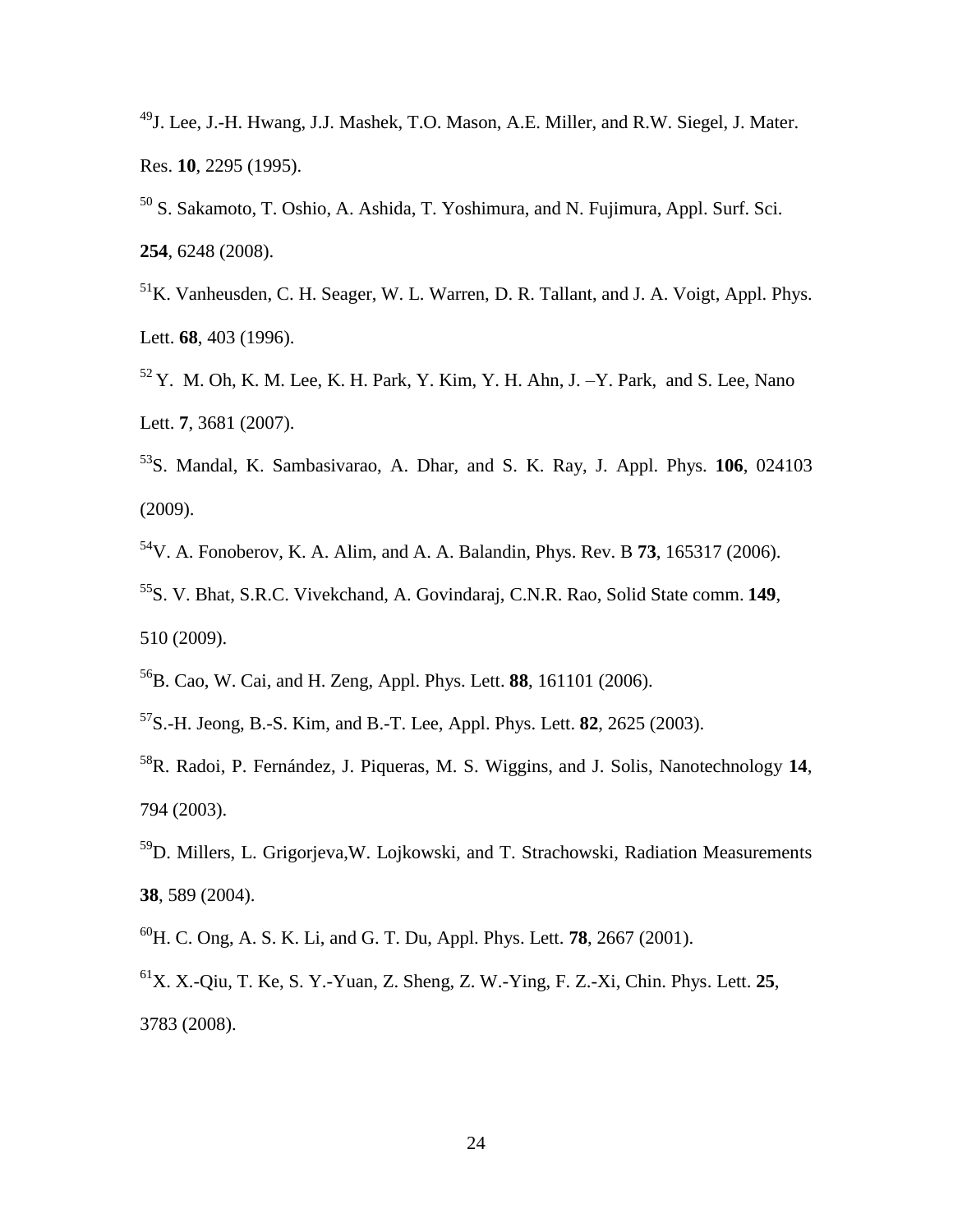[49]J. Lee, J.-H. Hwang, J.J. Mashek, T.O. Mason, A.E. Miller, and R.W. Siegel, J. Mater. Res. **10**, 2295 (1995).

[50] S. Sakamoto, T. Oshio, A. Ashida, T. Yoshimura, and N. Fujimura, Appl. Surf. Sci. **254**, 6248 (2008).

[51]K. Vanheusden, C. H. Seager, W. L. Warren, D. R. Tallant, and J. A. Voigt, Appl. Phys. Lett. **68**, 403 (1996).

[52] Y. M. Oh, K. M. Lee, K. H. Park, Y. Kim, Y. H. Ahn, J. –Y. Park, and S. Lee, Nano Lett. **7**, 3681 (2007).

[53]S. Mandal, K. Sambasivarao, A. Dhar, and S. K. Ray, J. Appl. Phys. **106**, 024103 (2009).

[54]V. A. Fonoberov, K. A. Alim, and A. A. Balandin, Phys. Rev. B **73**, 165317 (2006).

[55]S. V. Bhat, S.R.C. Vivekchand, A. Govindaraj, C.N.R. Rao, Solid State comm. **149**, 510 (2009).

[56]B. Cao, W. Cai, and H. Zeng, Appl. Phys. Lett. **88**, 161101 (2006).

[57]S.-H. Jeong, B.-S. Kim, and B.-T. Lee, Appl. Phys. Lett. **82**, 2625 (2003).

[58]R. Radoi, P. Fernández, J. Piqueras, M. S. Wiggins, and J. Solis, Nanotechnology **14**, 794 (2003).

[59]D. Millers, L. Grigorjeva,W. Lojkowski, and T. Strachowski, Radiation Measurements **38**, 589 (2004).

[60]H. C. Ong, A. S. K. Li, and G. T. Du, Appl. Phys. Lett. **78**, 2667 (2001).

[61]X. X.-Qiu, T. Ke, S. Y.-Yuan, Z. Sheng, Z. W.-Ying, F. Z.-Xi, Chin. Phys. Lett. **25**, 3783 (2008).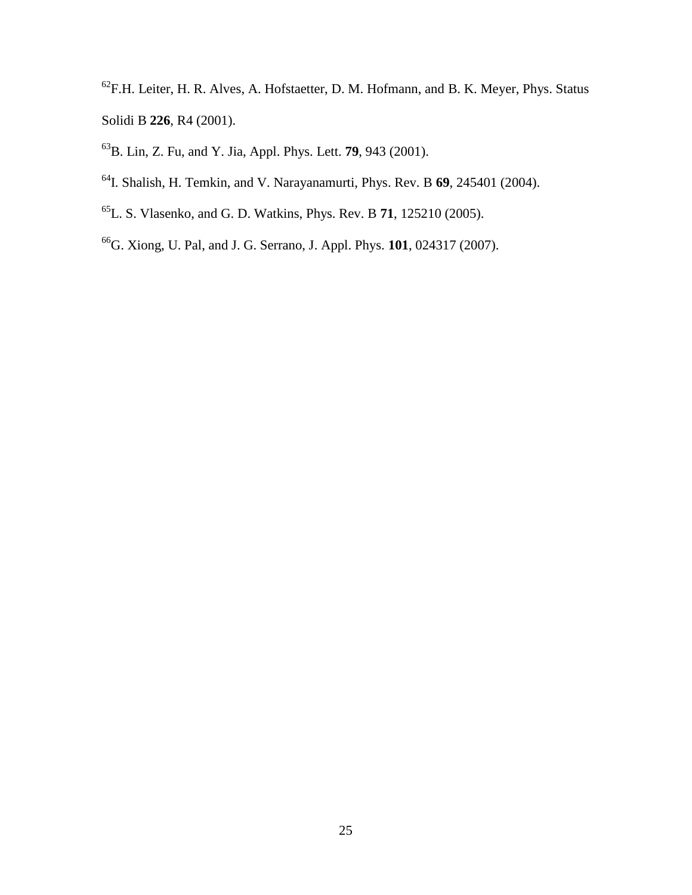[62]F.H. Leiter, H. R. Alves, A. Hofstaetter, D. M. Hofmann, and B. K. Meyer, Phys. Status Solidi B **226**, R4 (2001).

[63]B. Lin, Z. Fu, and Y. Jia, Appl. Phys. Lett. **79**, 943 (2001).

[64]I. Shalish, H. Temkin, and V. Narayanamurti, Phys. Rev. B **69**, 245401 (2004).

[65]L. S. Vlasenko, and G. D. Watkins, Phys. Rev. B **71**, 125210 (2005).

[66]G. Xiong, U. Pal, and J. G. Serrano, J. Appl. Phys. **101**, 024317 (2007).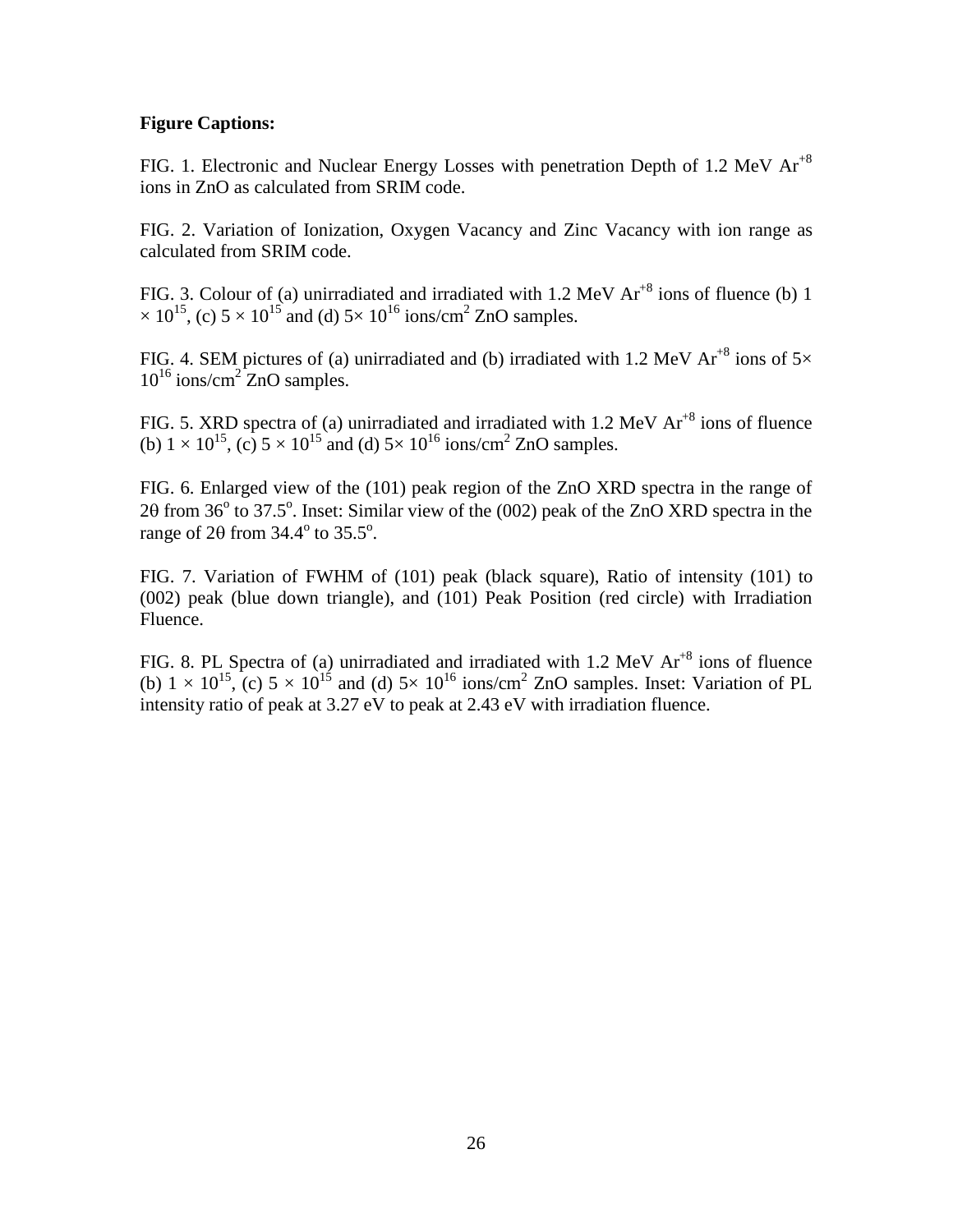**Figure Captions:**

FIG. 1. Electronic and Nuclear Energy Losses with penetration Depth of 1.2 MeV $Ar^{+8}$ ions in ZnO as calculated from SRIM code.

FIG. 2. Variation of Ionization, Oxygen Vacancy and Zinc Vacancy with ion range as calculated from SRIM code.

FIG. 3. Colour of (a) unirradiated and irradiated with 1.2 MeV $Ar^{+8}$ ions of fluence (b) $1 \times 10^{15}$, (c) $5 \times 10^{15}$ and (d) $5\times 10^{16}$ ions/cm$^2$ ZnO samples.

FIG. 4. SEM pictures of (a) unirradiated and (b) irradiated with 1.2 MeV $Ar^{+8}$ ions of $5\times 10^{16}$ ions/cm$^2$ ZnO samples.

FIG. 5. XRD spectra of (a) unirradiated and irradiated with 1.2 MeV $Ar^{+8}$ ions of fluence (b) $1 \times 10^{15}$, (c) $5 \times 10^{15}$ and (d) $5\times 10^{16}$ ions/cm$^2$ ZnO samples.

FIG. 6. Enlarged view of the (101) peak region of the ZnO XRD spectra in the range of $2\theta$ from $36^o$ to $37.5^o$. Inset: Similar view of the (002) peak of the ZnO XRD spectra in the range of $2\theta$ from $34.4^o$ to $35.5^o$.

FIG. 7. Variation of FWHM of (101) peak (black square), Ratio of intensity (101) to (002) peak (blue down triangle), and (101) Peak Position (red circle) with Irradiation Fluence.

FIG. 8. PL Spectra of (a) unirradiated and irradiated with 1.2 MeV $Ar^{+8}$ ions of fluence (b) $1 \times 10^{15}$, (c) $5 \times 10^{15}$ and (d) $5\times 10^{16}$ ions/cm$^2$ ZnO samples. Inset: Variation of PL intensity ratio of peak at 3.27 eV to peak at 2.43 eV with irradiation fluence.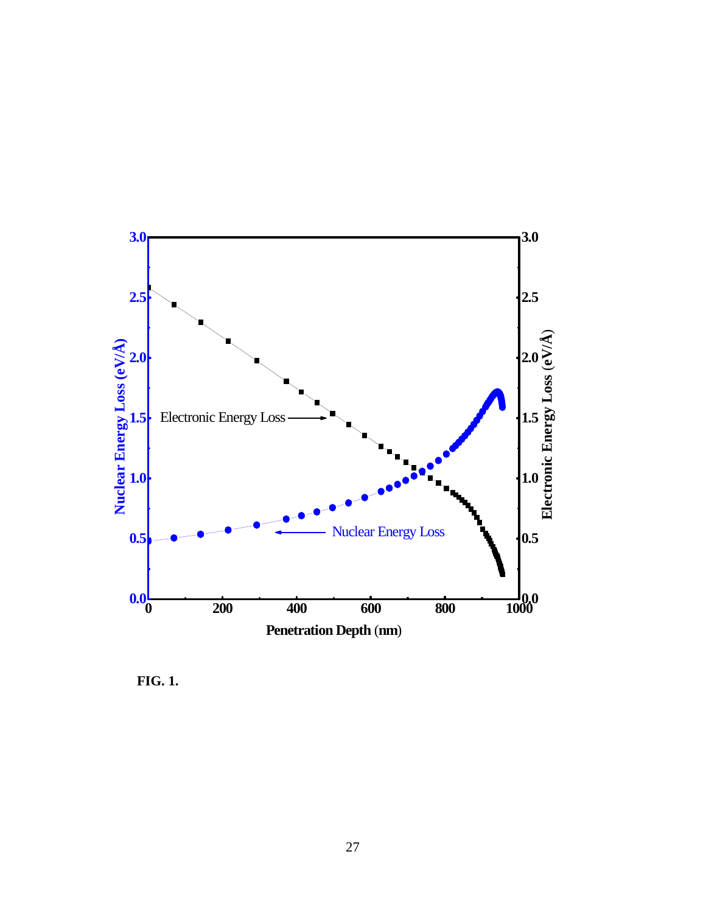**FIG. 1.**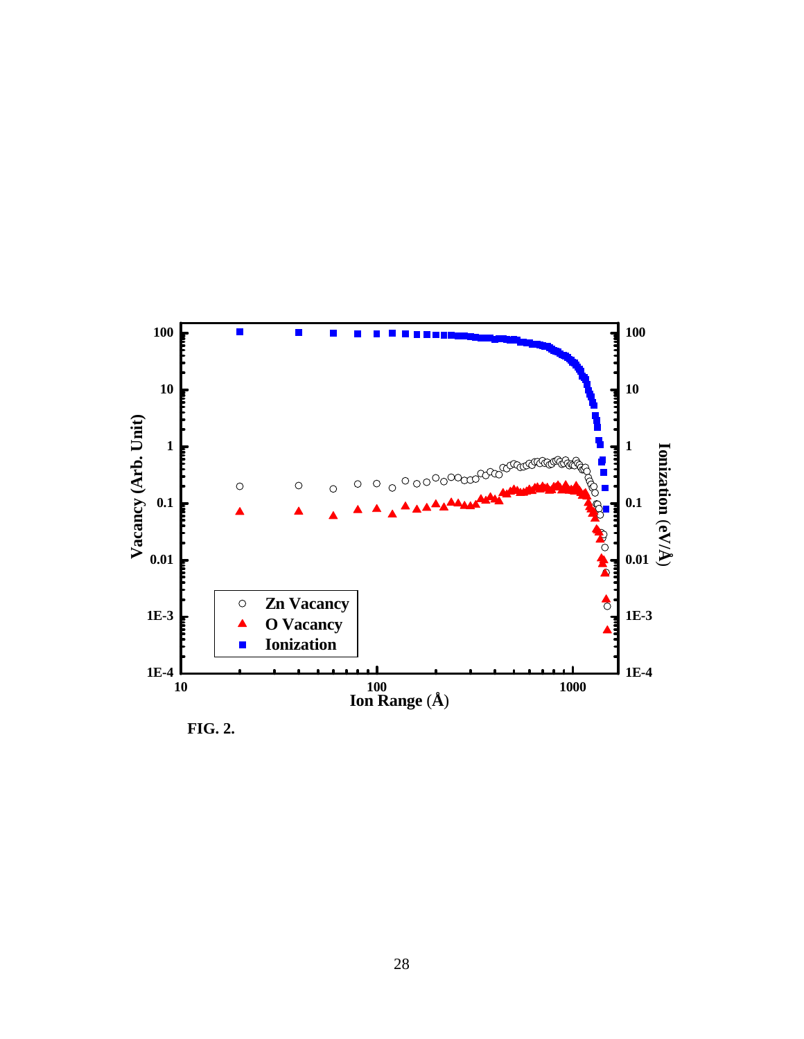FIG. 2.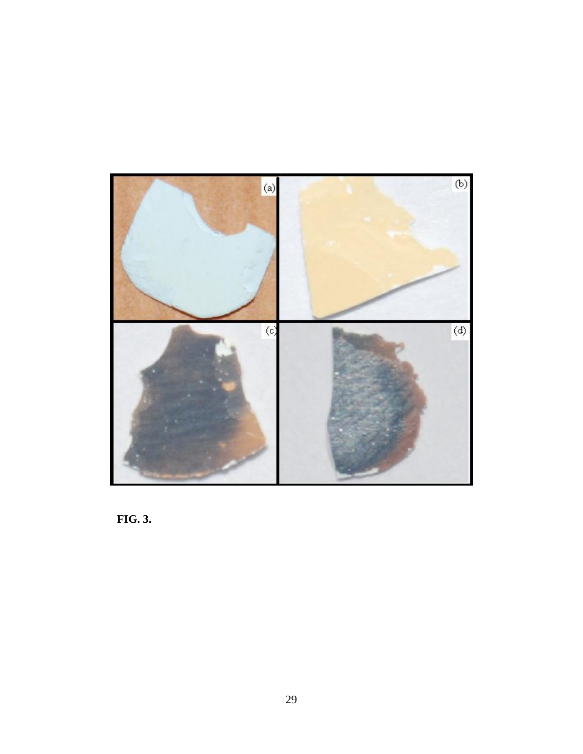**FIG. 3.**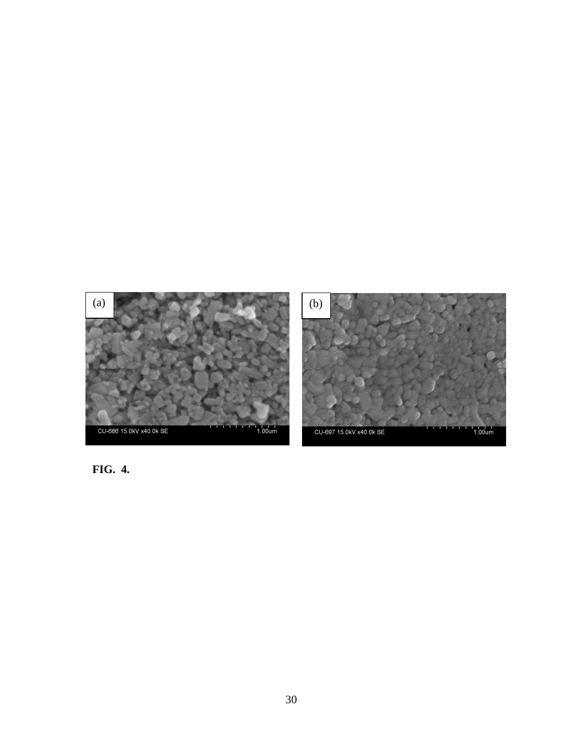**FIG. 4.**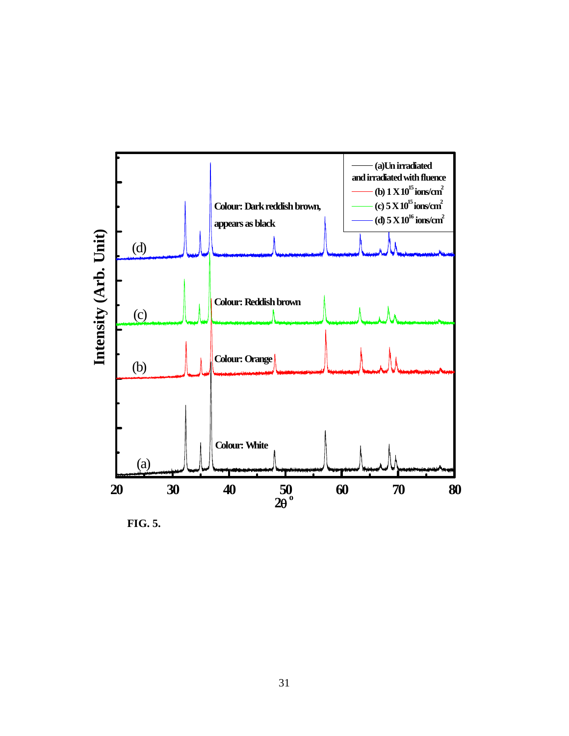FIG. 5.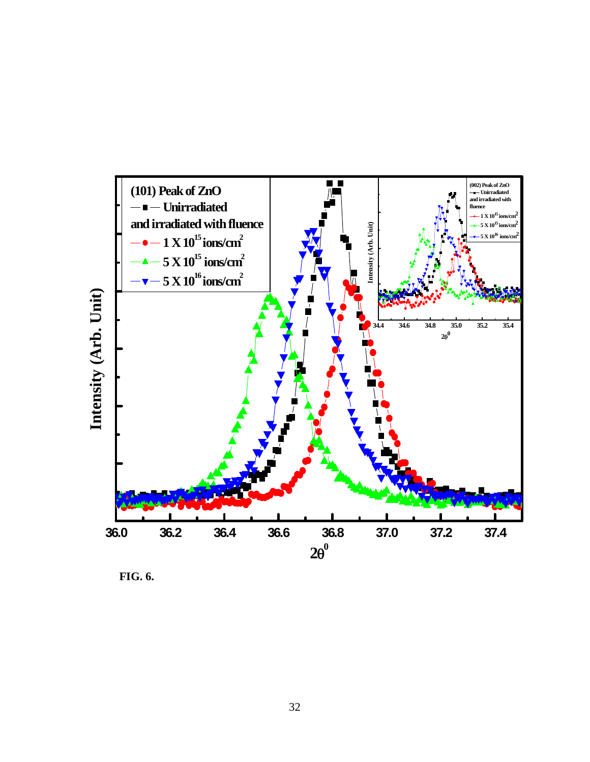FIG. 6.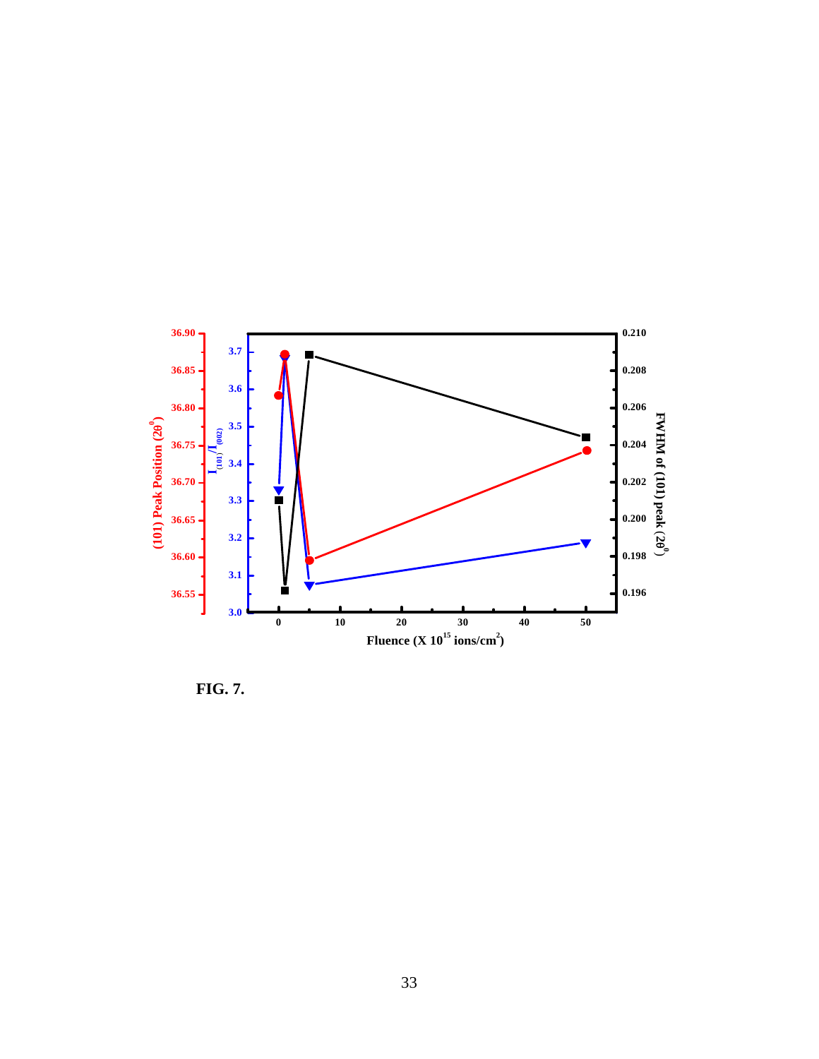FIG. 7.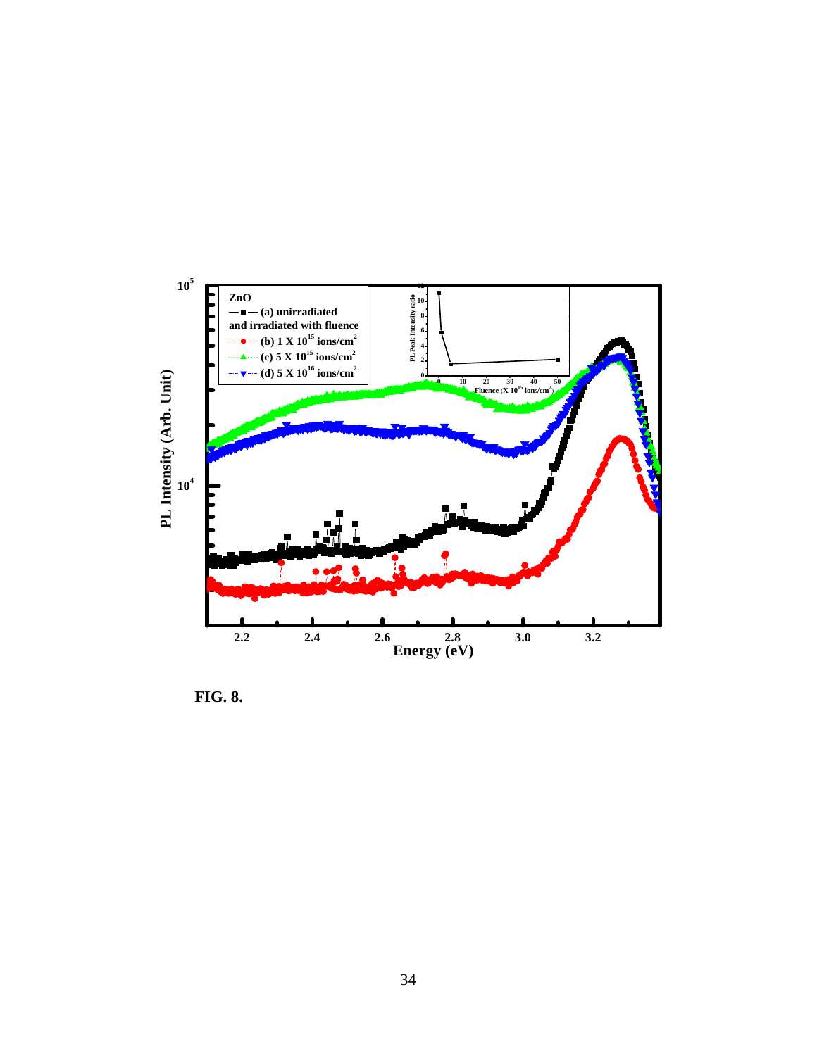ZnO

(a) unirradiated

and irradiated with fluence

(b) 1 X $10^{15}$ ions/cm$^2$

(c) 5 X $10^{15}$ ions/cm$^2$

(d) 5 X $10^{16}$ ions/cm$^2$

PL Intensity (Arb. Unit)

Energy (eV)

$10^5$

$10^4$

2.2 2.4 2.6 2.8 3.0 3.2

PL Peak Intensity ratio

Fluence (X $10^{15}$ ions/cm$^2$)

0 10 20 30 40 50

0 2 4 6 8 10 12

**FIG. 8.**